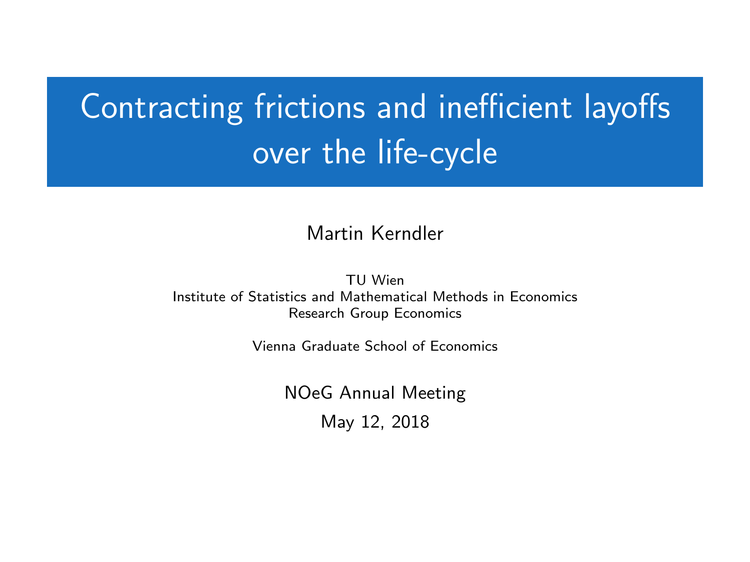# Contracting frictions and inefficient layoffs over the life-cycle

Martin Kerndler

TU Wien
Institute of Statistics and Mathematical Methods in Economics
Research Group Economics

Vienna Graduate School of Economics

NOeG Annual Meeting

May 12, 2018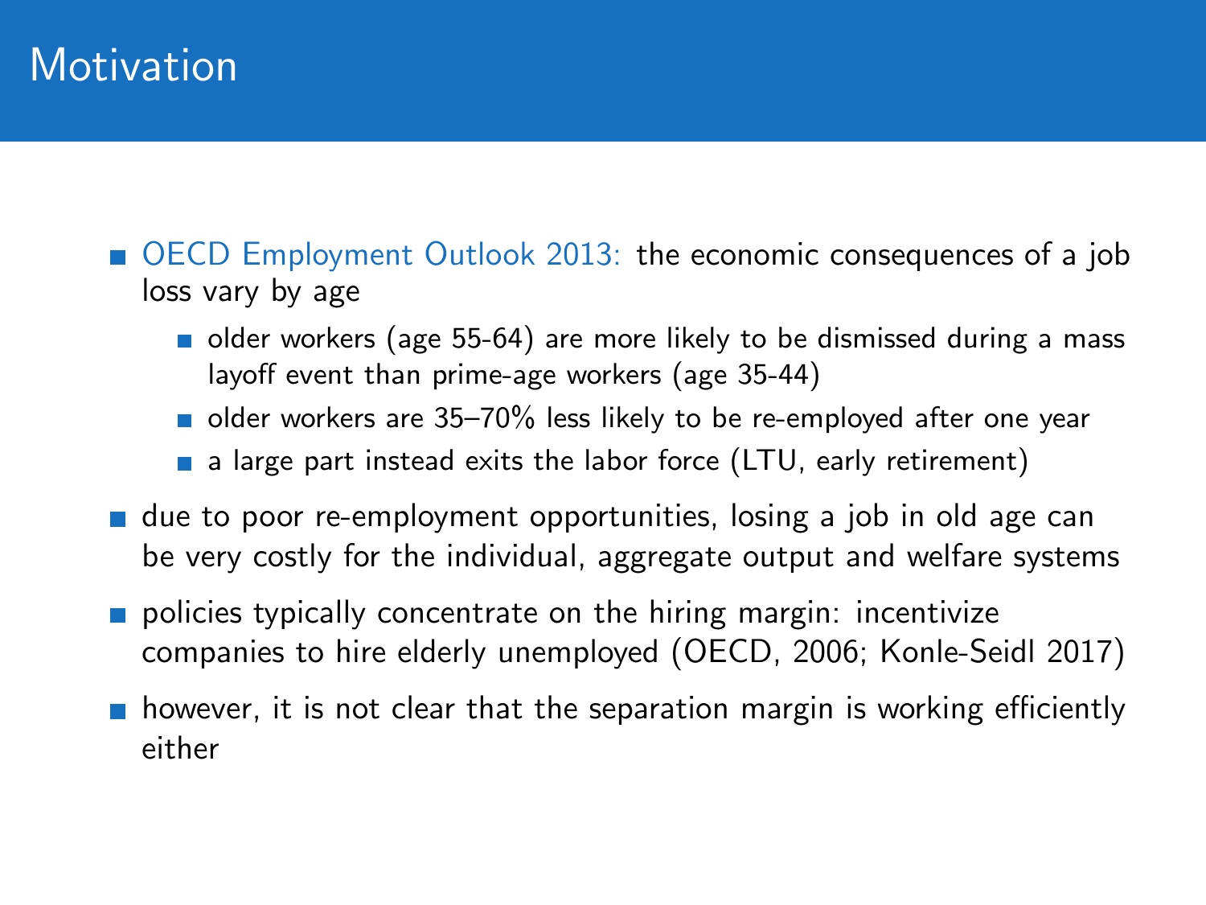# Motivation

- OECD Employment Outlook 2013: the economic consequences of a job loss vary by age
  - older workers (age 55-64) are more likely to be dismissed during a mass layoff event than prime-age workers (age 35-44)
  - older workers are 35–70% less likely to be re-employed after one year
  - a large part instead exits the labor force (LTU, early retirement)
- due to poor re-employment opportunities, losing a job in old age can be very costly for the individual, aggregate output and welfare systems
- policies typically concentrate on the hiring margin: incentivize companies to hire elderly unemployed (OECD, 2006; Konle-Seidl 2017)
- however, it is not clear that the separation margin is working efficiently either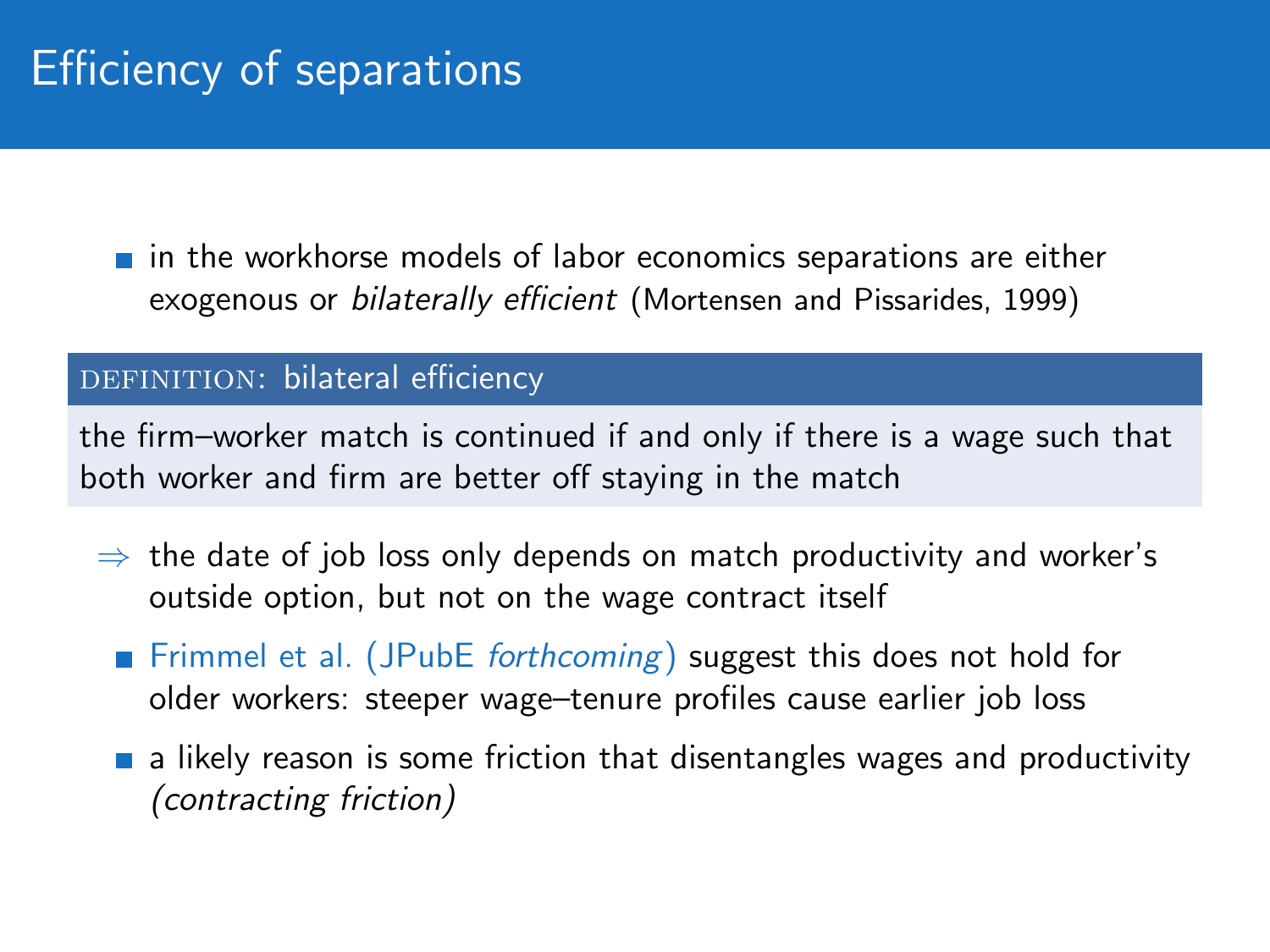# Efficiency of separations

- in the workhorse models of labor economics separations are either exogenous or *bilaterally efficient* (Mortensen and Pissarides, 1999)

**DEFINITION: bilateral efficiency**

the firm–worker match is continued if and only if there is a wage such that both worker and firm are better off staying in the match

$\Rightarrow$ the date of job loss only depends on match productivity and worker's outside option, but not on the wage contract itself

- Frimmel et al. (JPubE *forthcoming*) suggest this does not hold for older workers: steeper wage–tenure profiles cause earlier job loss
- a likely reason is some friction that disentangles wages and productivity *(contracting friction)*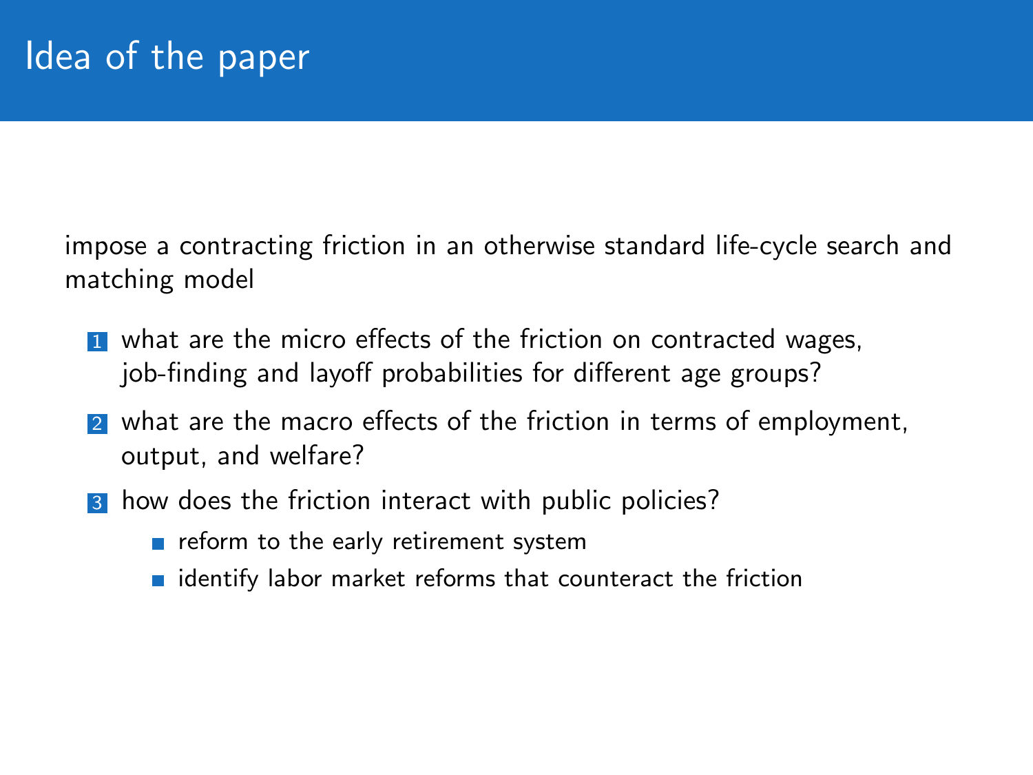# Idea of the paper

impose a contracting friction in an otherwise standard life-cycle search and matching model

1. what are the micro effects of the friction on contracted wages, job-finding and layoff probabilities for different age groups?
2. what are the macro effects of the friction in terms of employment, output, and welfare?
3. how does the friction interact with public policies?
   - reform to the early retirement system
   - identify labor market reforms that counteract the friction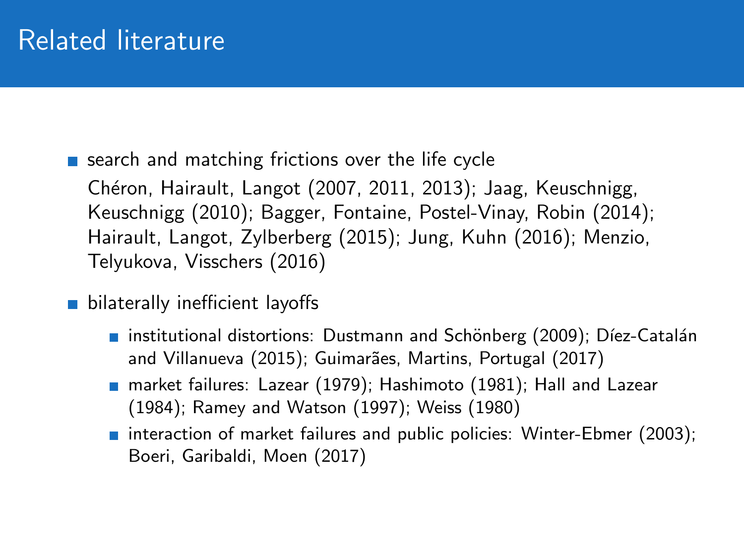# Related literature

- search and matching frictions over the life cycle

  Chéron, Hairault, Langot (2007, 2011, 2013); Jaag, Keuschnigg, Keuschnigg (2010); Bagger, Fontaine, Postel-Vinay, Robin (2014); Hairault, Langot, Zylberberg (2015); Jung, Kuhn (2016); Menzio, Telyukova, Visschers (2016)

- bilaterally inefficient layoffs
  - institutional distortions: Dustmann and Schönberg (2009); Díez-Catalán and Villanueva (2015); Guimarães, Martins, Portugal (2017)
  - market failures: Lazear (1979); Hashimoto (1981); Hall and Lazear (1984); Ramey and Watson (1997); Weiss (1980)
  - interaction of market failures and public policies: Winter-Ebmer (2003); Boeri, Garibaldi, Moen (2017)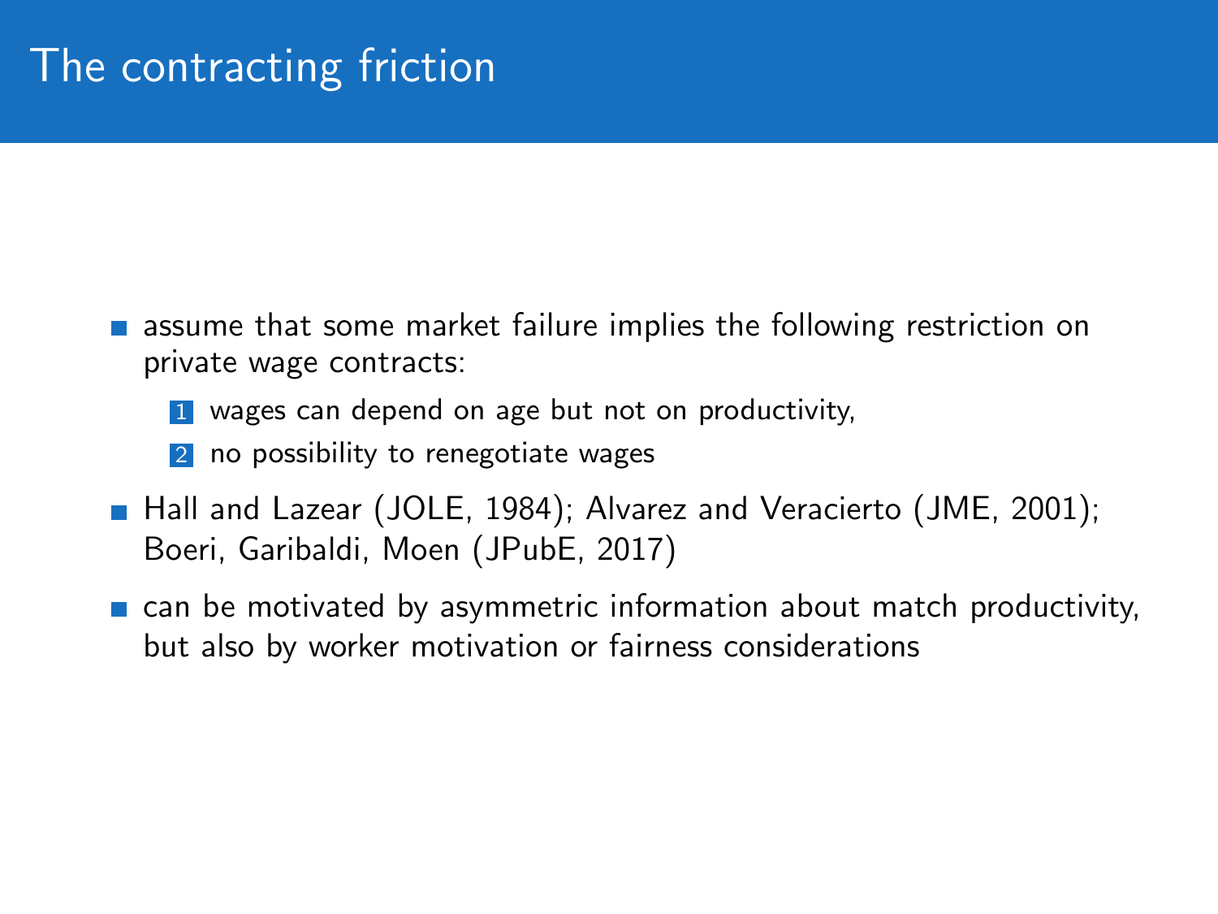# The contracting friction

- assume that some market failure implies the following restriction on private wage contracts:
  1. wages can depend on age but not on productivity,
  2. no possibility to renegotiate wages
- Hall and Lazear (JOLE, 1984); Alvarez and Veracierto (JME, 2001); Boeri, Garibaldi, Moen (JPubE, 2017)
- can be motivated by asymmetric information about match productivity, but also by worker motivation or fairness considerations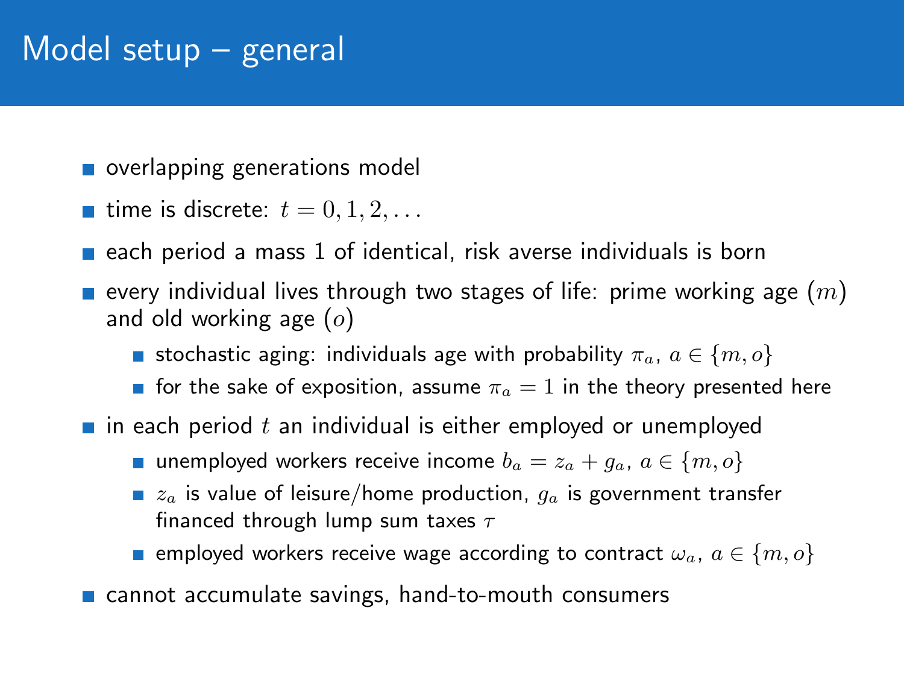# Model setup – general

- overlapping generations model
- time is discrete: $t = 0, 1, 2, \ldots$
- each period a mass 1 of identical, risk averse individuals is born
- every individual lives through two stages of life: prime working age ($m$) and old working age ($o$)
  - stochastic aging: individuals age with probability $\pi_a$, $a \in \{m, o\}$
  - for the sake of exposition, assume $\pi_a = 1$ in the theory presented here
- in each period $t$ an individual is either employed or unemployed
  - unemployed workers receive income $b_a = z_a + g_a$, $a \in \{m, o\}$
  - $z_a$ is value of leisure/home production, $g_a$ is government transfer financed through lump sum taxes $\tau$
  - employed workers receive wage according to contract $\omega_a$, $a \in \{m, o\}$
- cannot accumulate savings, hand-to-mouth consumers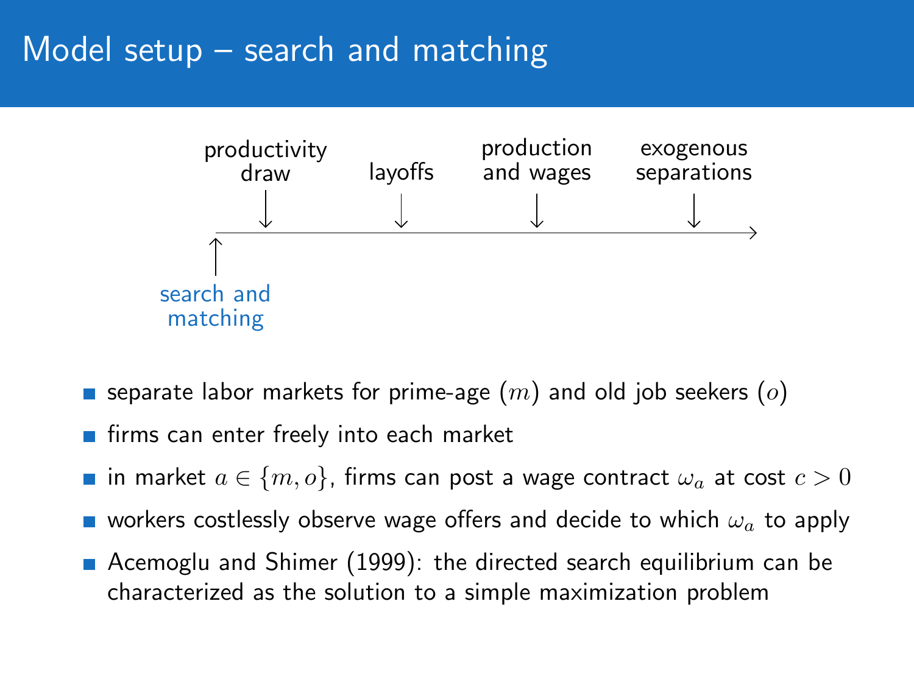# Model setup – search and matching

search and matching → productivity draw → layoffs → production and wages → exogenous separations

- separate labor markets for prime-age ($m$) and old job seekers ($o$)
- firms can enter freely into each market
- in market $a \in \{m, o\}$, firms can post a wage contract $\omega_a$ at cost $c > 0$
- workers costlessly observe wage offers and decide to which $\omega_a$ to apply
- Acemoglu and Shimer (1999): the directed search equilibrium can be characterized as the solution to a simple maximization problem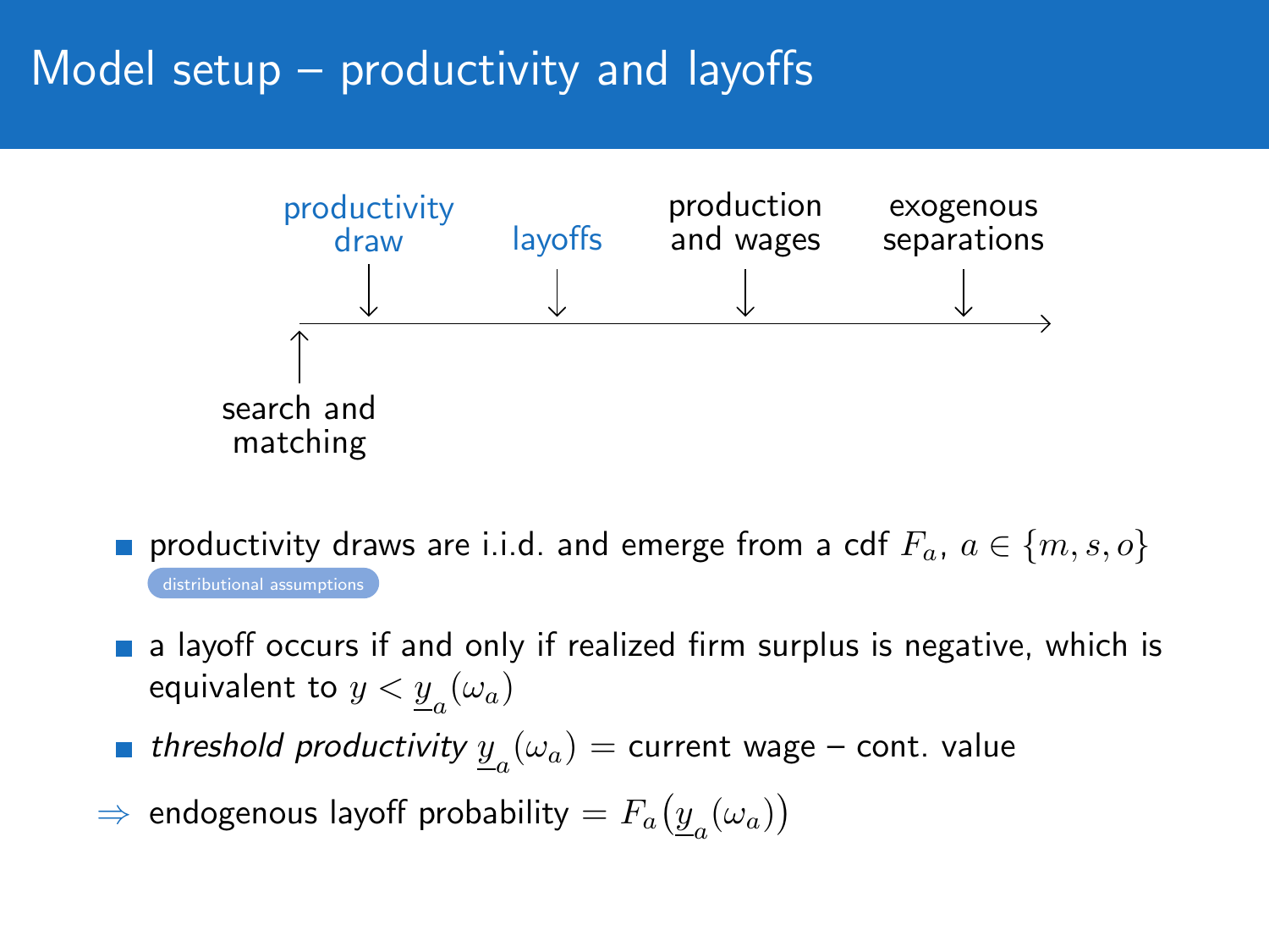# Model setup – productivity and layoffs

search and matching → productivity draw → layoffs → production and wages → exogenous separations

- productivity draws are i.i.d. and emerge from a cdf $F_a$, $a \in \{m, s, o\}$

  distributional assumptions

- a layoff occurs if and only if realized firm surplus is negative, which is equivalent to $y < \underline{y}_a(\omega_a)$
- *threshold productivity* $\underline{y}_a(\omega_a)$ = current wage – cont. value

$\Rightarrow$ endogenous layoff probability $= F_a\big(\underline{y}_a(\omega_a)\big)$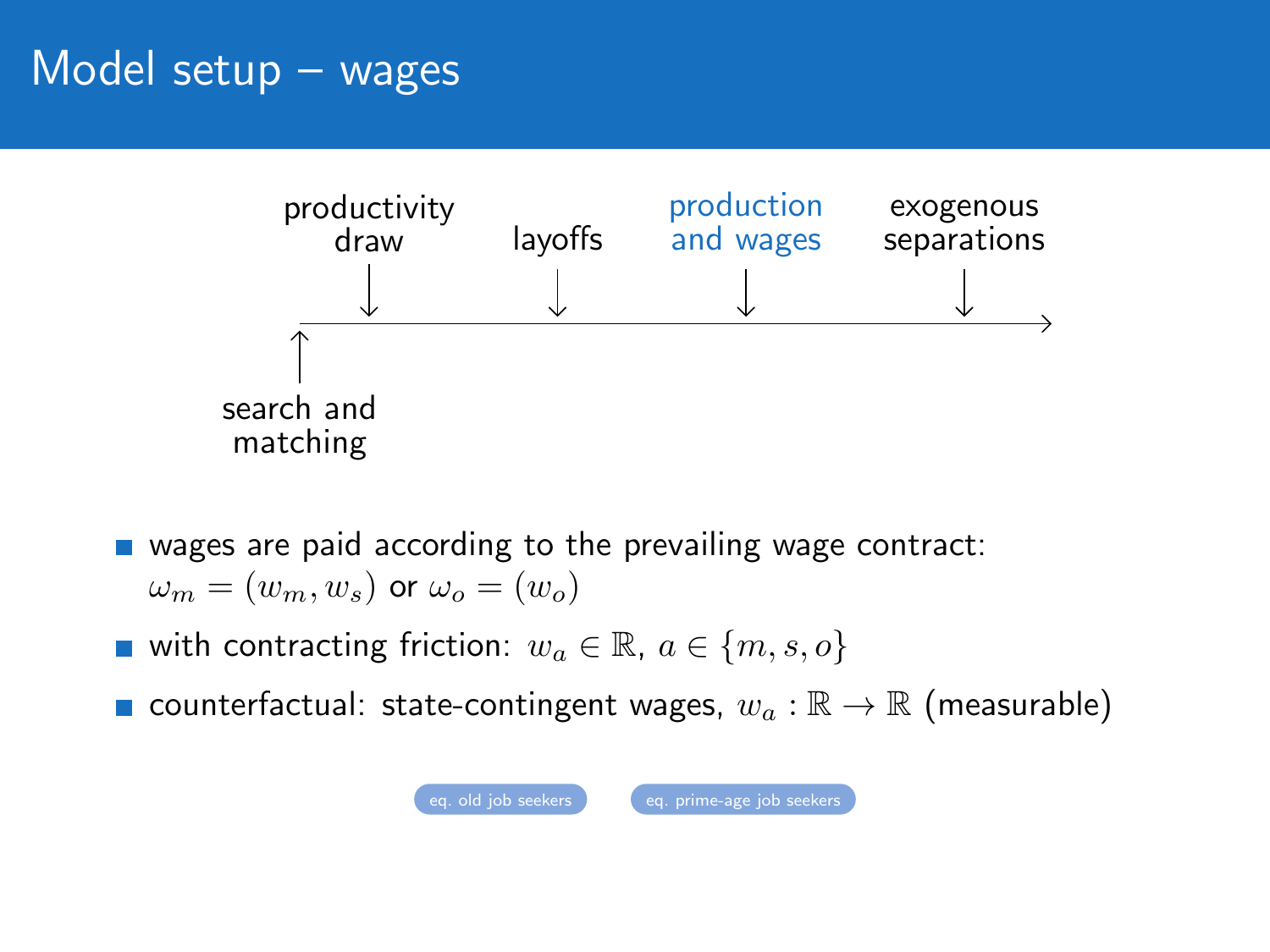# Model setup – wages

search and matching → productivity draw → layoffs → production and wages → exogenous separations

- wages are paid according to the prevailing wage contract: $\omega_m = (w_m, w_s)$ or $\omega_o = (w_o)$
- with contracting friction: $w_a \in \mathbb{R}$, $a \in \{m, s, o\}$
- counterfactual: state-contingent wages, $w_a : \mathbb{R} \to \mathbb{R}$ (measurable)

eq. old job seekers | eq. prime-age job seekers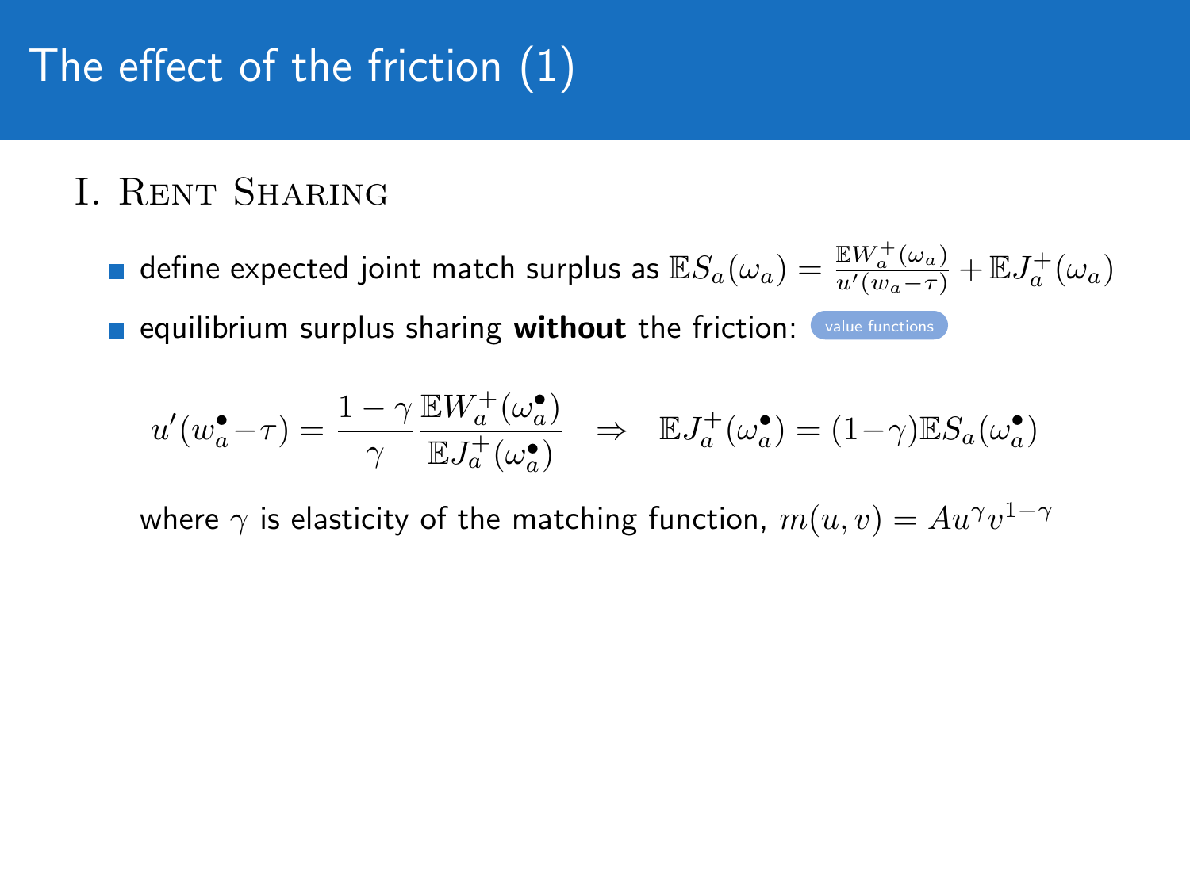# The effect of the friction (1)

## I. Rent Sharing

- define expected joint match surplus as $\mathbb{E}S_a(\omega_a) = \frac{\mathbb{E}W_a^+(\omega_a)}{u'(w_a - \tau)} + \mathbb{E}J_a^+(\omega_a)$
- equilibrium surplus sharing **without** the friction: value functions

$$u'(w_a^\bullet - \tau) = \frac{1-\gamma}{\gamma} \frac{\mathbb{E}W_a^+(\omega_a^\bullet)}{\mathbb{E}J_a^+(\omega_a^\bullet)} \quad \Rightarrow \quad \mathbb{E}J_a^+(\omega_a^\bullet) = (1-\gamma)\mathbb{E}S_a(\omega_a^\bullet)$$

where $\gamma$ is elasticity of the matching function, $m(u,v) = Au^\gamma v^{1-\gamma}$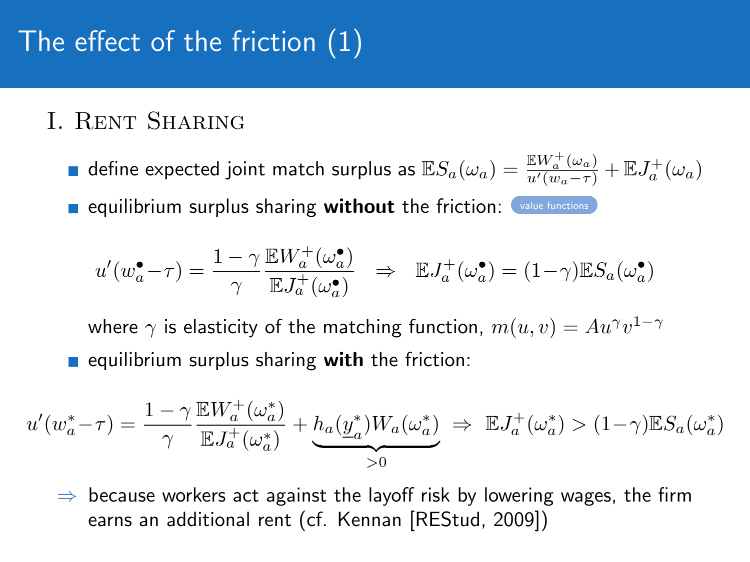# The effect of the friction (1)

## I. Rent Sharing

- define expected joint match surplus as $\mathbb{E}S_a(\omega_a) = \frac{\mathbb{E}W_a^+(\omega_a)}{u'(w_a - \tau)} + \mathbb{E}J_a^+(\omega_a)$
- equilibrium surplus sharing **without** the friction: value functions

$$u'(w_a^\bullet - \tau) = \frac{1-\gamma}{\gamma} \frac{\mathbb{E}W_a^+(\omega_a^\bullet)}{\mathbb{E}J_a^+(\omega_a^\bullet)} \quad \Rightarrow \quad \mathbb{E}J_a^+(\omega_a^\bullet) = (1-\gamma)\mathbb{E}S_a(\omega_a^\bullet)$$

where $\gamma$ is elasticity of the matching function, $m(u,v) = Au^\gamma v^{1-\gamma}$

- equilibrium surplus sharing **with** the friction:

$$u'(w_a^* - \tau) = \frac{1-\gamma}{\gamma} \frac{\mathbb{E}W_a^+(\omega_a^*)}{\mathbb{E}J_a^+(\omega_a^*)} + \underbrace{h_a(\underline{y}_a^*) W_a(\omega_a^*)}_{>0} \;\Rightarrow\; \mathbb{E}J_a^+(\omega_a^*) > (1-\gamma)\mathbb{E}S_a(\omega_a^*)$$

$\Rightarrow$ because workers act against the layoff risk by lowering wages, the firm earns an additional rent (cf. Kennan [REStud, 2009])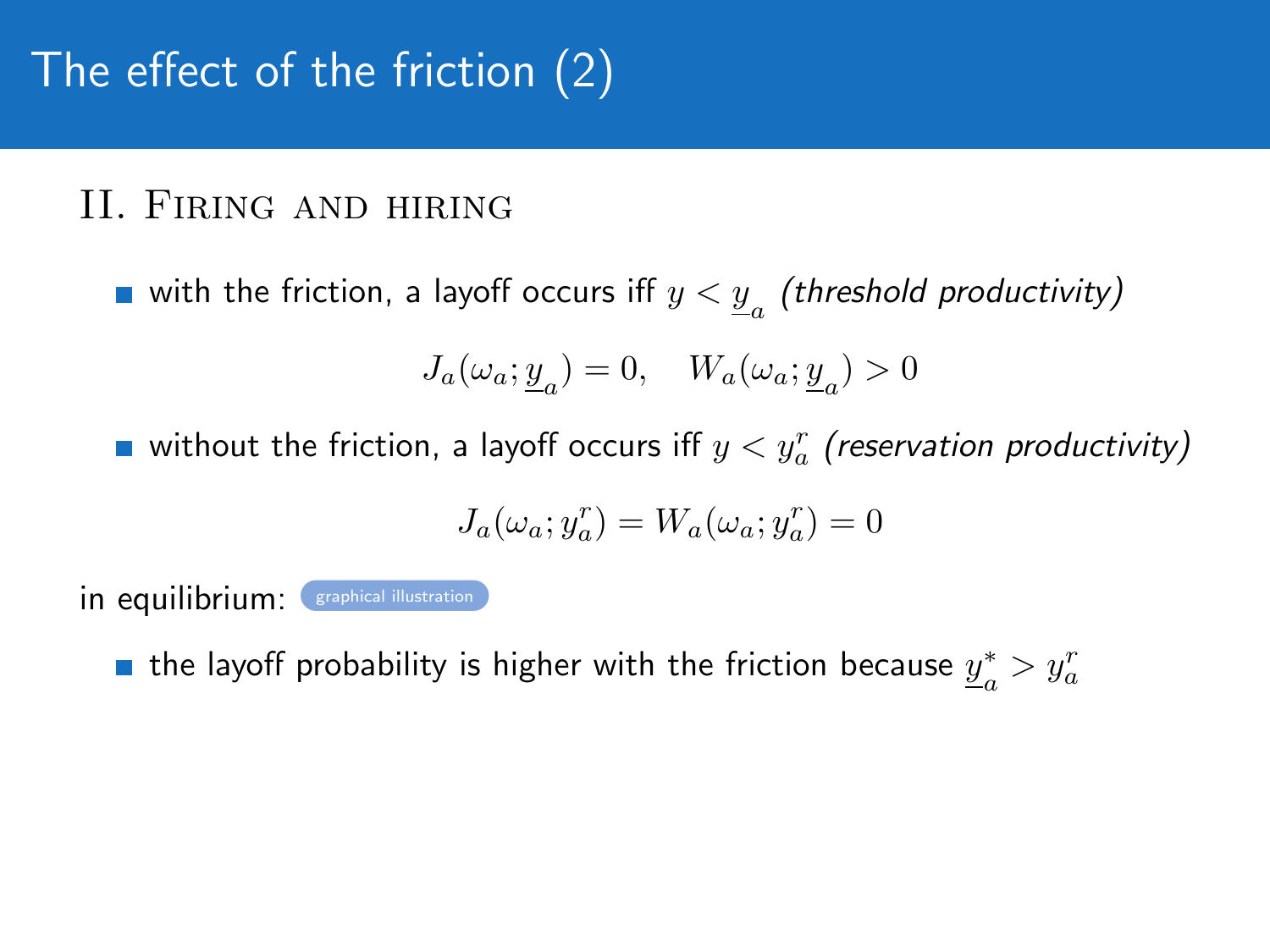# The effect of the friction (2)

## II. Firing and hiring

- with the friction, a layoff occurs iff $y < \underline{y}_a$ *(threshold productivity)*

$$J_a(\omega_a; \underline{y}_a) = 0, \quad W_a(\omega_a; \underline{y}_a) > 0$$

- without the friction, a layoff occurs iff $y < y_a^r$ *(reservation productivity)*

$$J_a(\omega_a; y_a^r) = W_a(\omega_a; y_a^r) = 0$$

in equilibrium: graphical illustration

- the layoff probability is higher with the friction because $\underline{y}_a^* > y_a^r$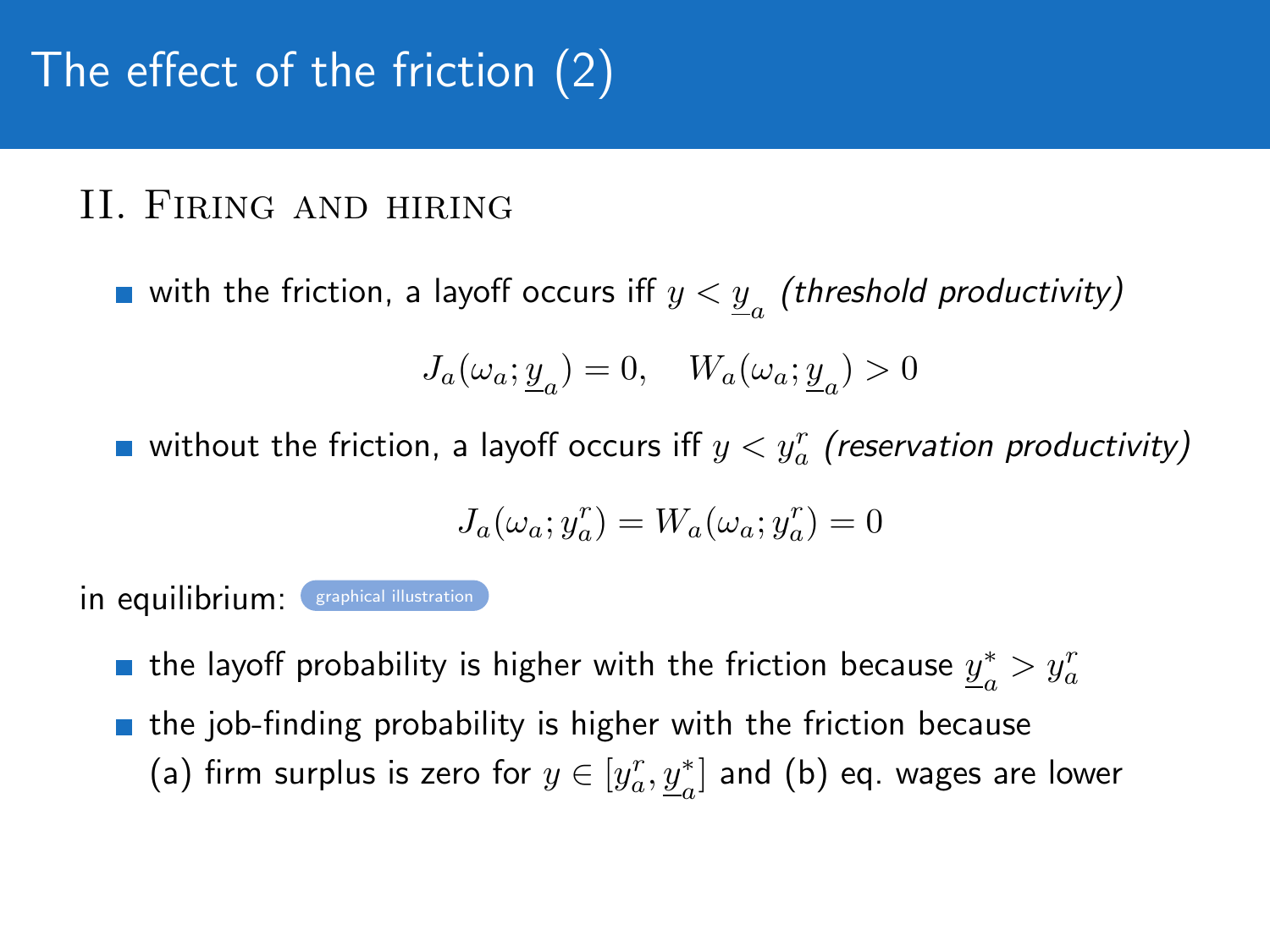# The effect of the friction (2)

## II. Firing and hiring

- with the friction, a layoff occurs iff $y < \underline{y}_a$ *(threshold productivity)*

$$J_a(\omega_a; \underline{y}_a) = 0, \quad W_a(\omega_a; \underline{y}_a) > 0$$

- without the friction, a layoff occurs iff $y < y_a^r$ *(reservation productivity)*

$$J_a(\omega_a; y_a^r) = W_a(\omega_a; y_a^r) = 0$$

in equilibrium: graphical illustration

- the layoff probability is higher with the friction because $\underline{y}_a^* > y_a^r$
- the job-finding probability is higher with the friction because (a) firm surplus is zero for $y \in [y_a^r, \underline{y}_a^*]$ and (b) eq. wages are lower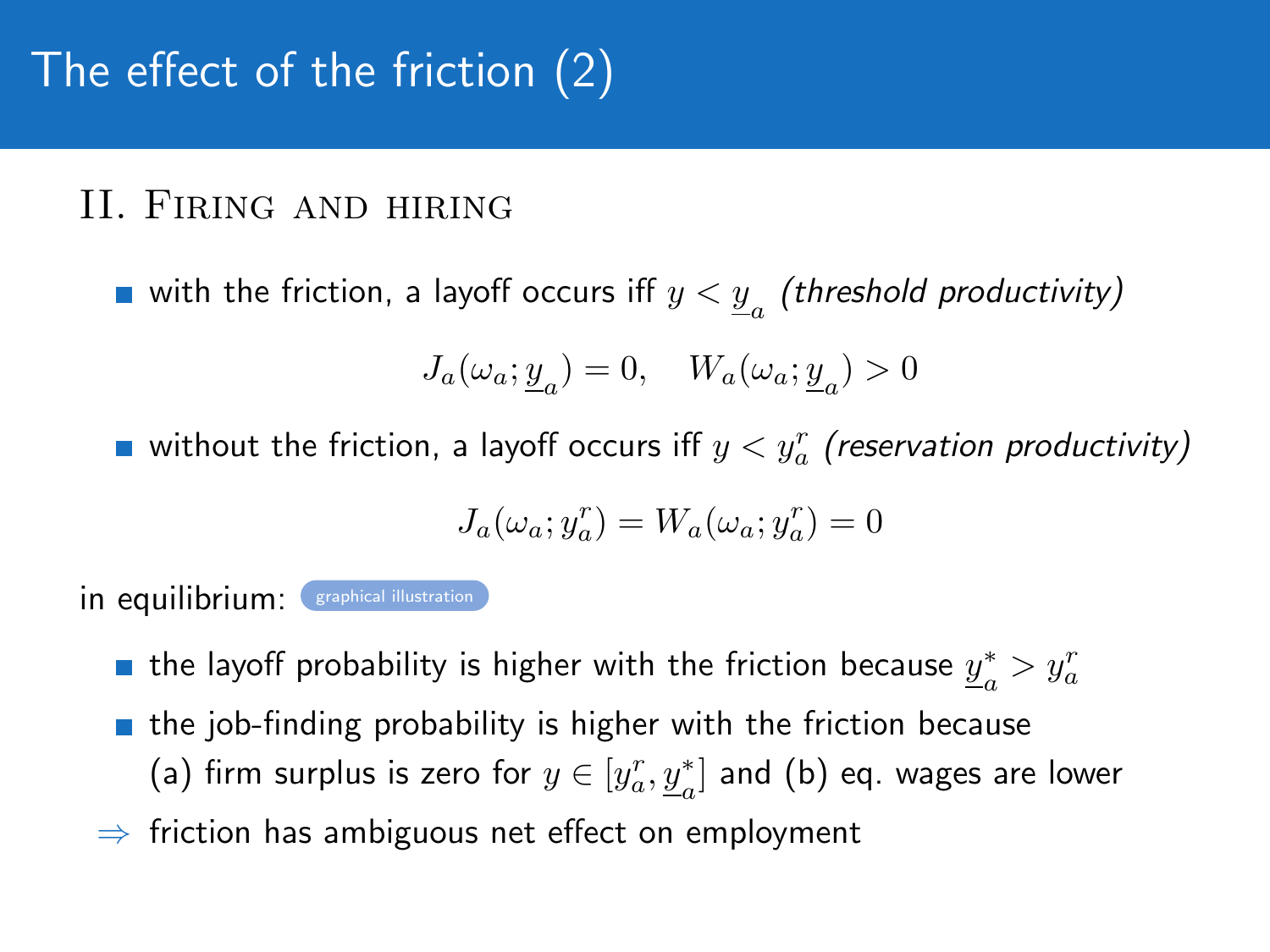# The effect of the friction (2)

## II. Firing and hiring

- with the friction, a layoff occurs iff $y < \underline{y}_a$ *(threshold productivity)*

$$J_a(\omega_a; \underline{y}_a) = 0, \quad W_a(\omega_a; \underline{y}_a) > 0$$

- without the friction, a layoff occurs iff $y < y_a^r$ *(reservation productivity)*

$$J_a(\omega_a; y_a^r) = W_a(\omega_a; y_a^r) = 0$$

in equilibrium: graphical illustration

- the layoff probability is higher with the friction because $\underline{y}_a^* > y_a^r$
- the job-finding probability is higher with the friction because (a) firm surplus is zero for $y \in [y_a^r, \underline{y}_a^*]$ and (b) eq. wages are lower

$\Rightarrow$ friction has ambiguous net effect on employment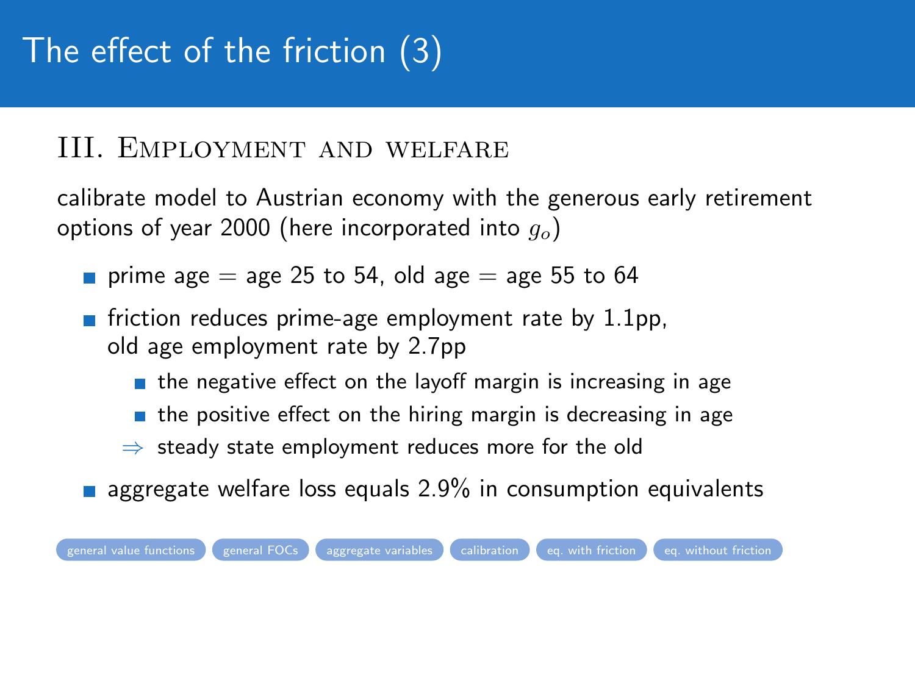# The effect of the friction (3)

## III. Employment and welfare

calibrate model to Austrian economy with the generous early retirement options of year 2000 (here incorporated into $g_o$)

- prime age = age 25 to 54, old age = age 55 to 64
- friction reduces prime-age employment rate by 1.1pp, old age employment rate by 2.7pp
  - the negative effect on the layoff margin is increasing in age
  - the positive effect on the hiring margin is decreasing in age
  - ⇒ steady state employment reduces more for the old
- aggregate welfare loss equals 2.9% in consumption equivalents

general value functions | general FOCs | aggregate variables | calibration | eq. with friction | eq. without friction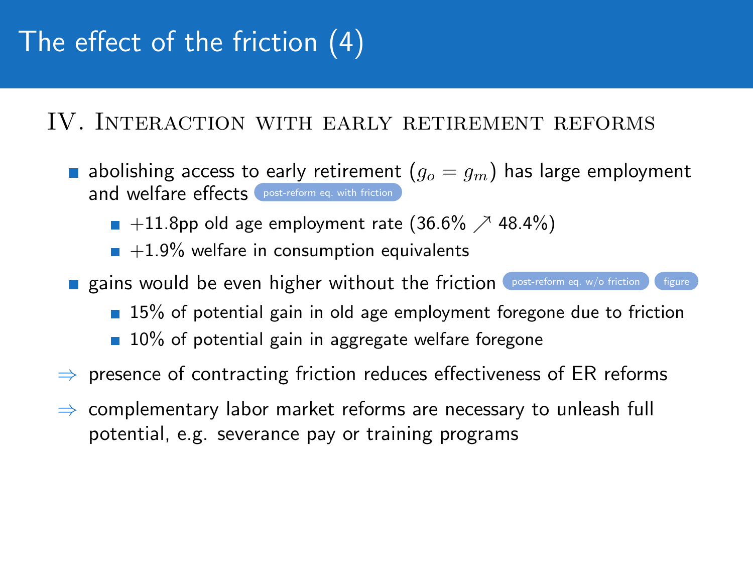# The effect of the friction (4)

## IV. Interaction with early retirement reforms

- abolishing access to early retirement ($g_o = g_m$) has large employment and welfare effects post-reform eq. with friction
  - $+11.8$pp old age employment rate (36.6% $\nearrow$ 48.4%)
  - $+1.9$% welfare in consumption equivalents
- gains would be even higher without the friction post-reform eq. w/o friction figure
  - 15% of potential gain in old age employment foregone due to friction
  - 10% of potential gain in aggregate welfare foregone

$\Rightarrow$ presence of contracting friction reduces effectiveness of ER reforms

$\Rightarrow$ complementary labor market reforms are necessary to unleash full potential, e.g. severance pay or training programs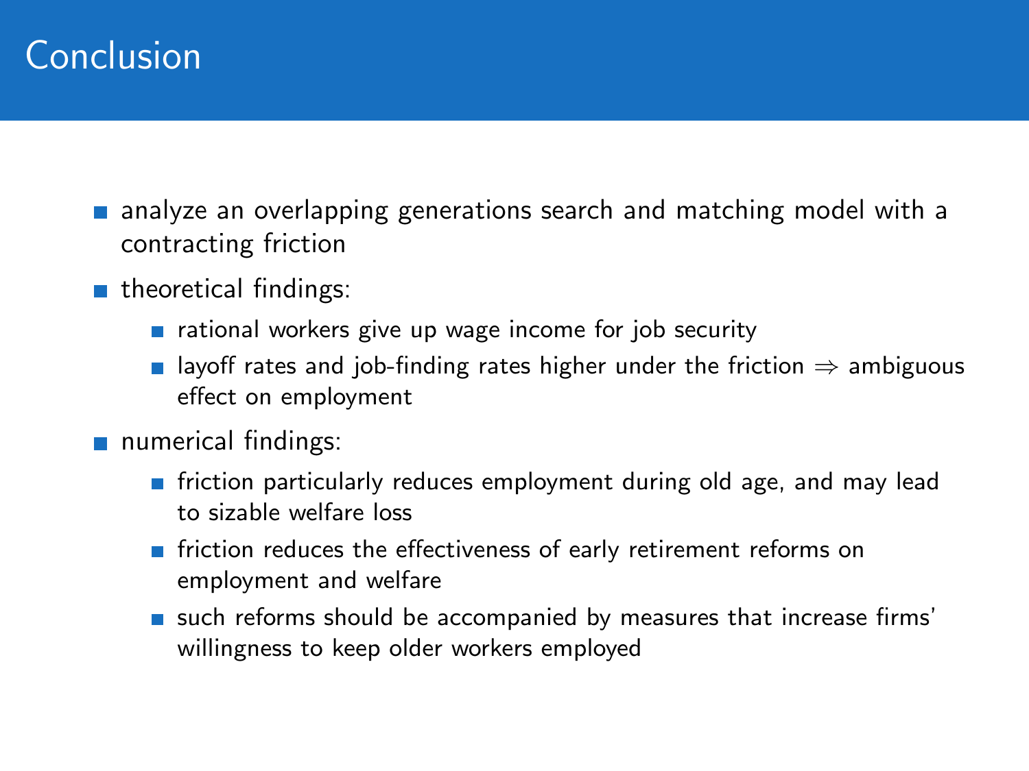# Conclusion

- analyze an overlapping generations search and matching model with a contracting friction
- theoretical findings:
  - rational workers give up wage income for job security
  - layoff rates and job-finding rates higher under the friction $\Rightarrow$ ambiguous effect on employment
- numerical findings:
  - friction particularly reduces employment during old age, and may lead to sizable welfare loss
  - friction reduces the effectiveness of early retirement reforms on employment and welfare
  - such reforms should be accompanied by measures that increase firms' willingness to keep older workers employed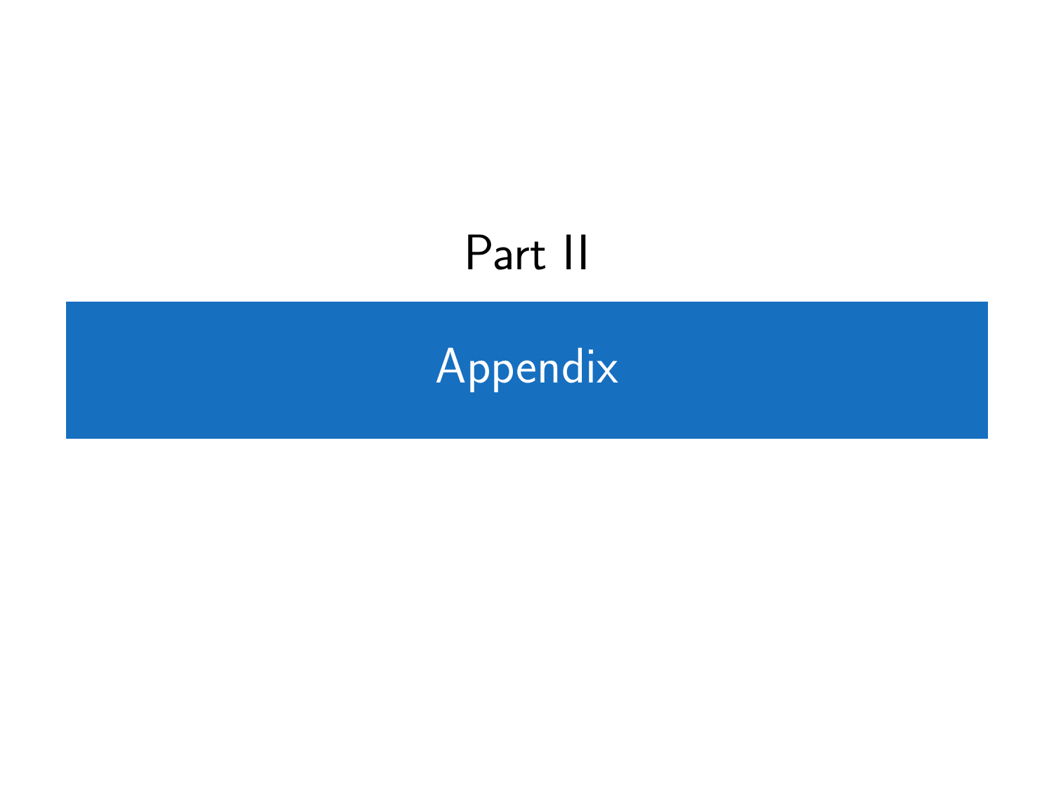# Part II

# Appendix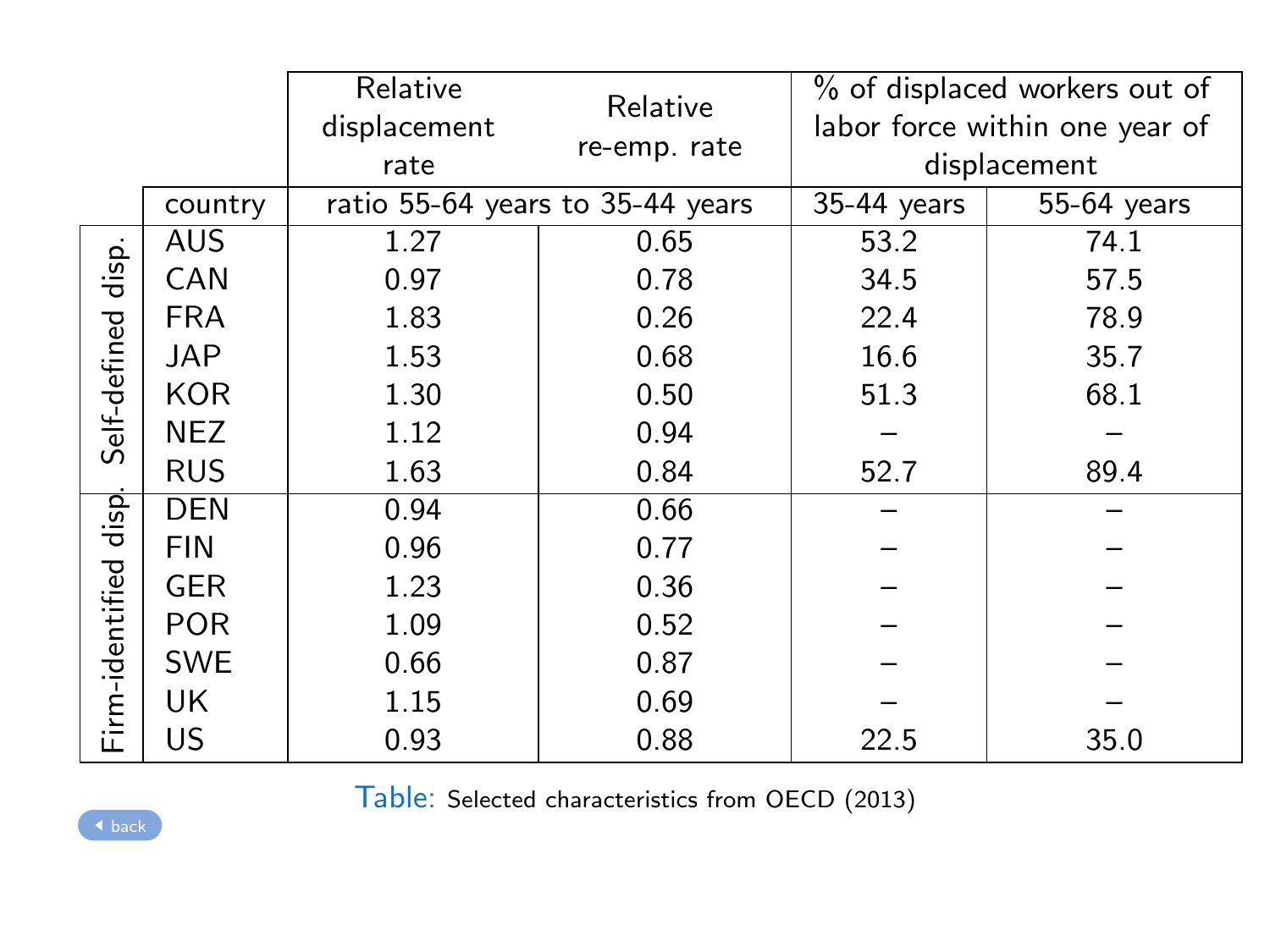| | | Relative displacement rate | Relative re-emp. rate | % of displaced workers out of labor force within one year of displacement | |
|---|---|---|---|---|---|
| | country | ratio 55-64 years to 35-44 years | | 35-44 years | 55-64 years |
| Self-defined disp. | AUS | 1.27 | 0.65 | 53.2 | 74.1 |
| | CAN | 0.97 | 0.78 | 34.5 | 57.5 |
| | FRA | 1.83 | 0.26 | 22.4 | 78.9 |
| | JAP | 1.53 | 0.68 | 16.6 | 35.7 |
| | KOR | 1.30 | 0.50 | 51.3 | 68.1 |
| | NEZ | 1.12 | 0.94 | – | – |
| | RUS | 1.63 | 0.84 | 52.7 | 89.4 |
| Firm-identified disp. | DEN | 0.94 | 0.66 | – | – |
| | FIN | 0.96 | 0.77 | – | – |
| | GER | 1.23 | 0.36 | – | – |
| | POR | 1.09 | 0.52 | – | – |
| | SWE | 0.66 | 0.87 | – | – |
| | UK | 1.15 | 0.69 | – | – |
| | US | 0.93 | 0.88 | 22.5 | 35.0 |

Table: Selected characteristics from OECD (2013)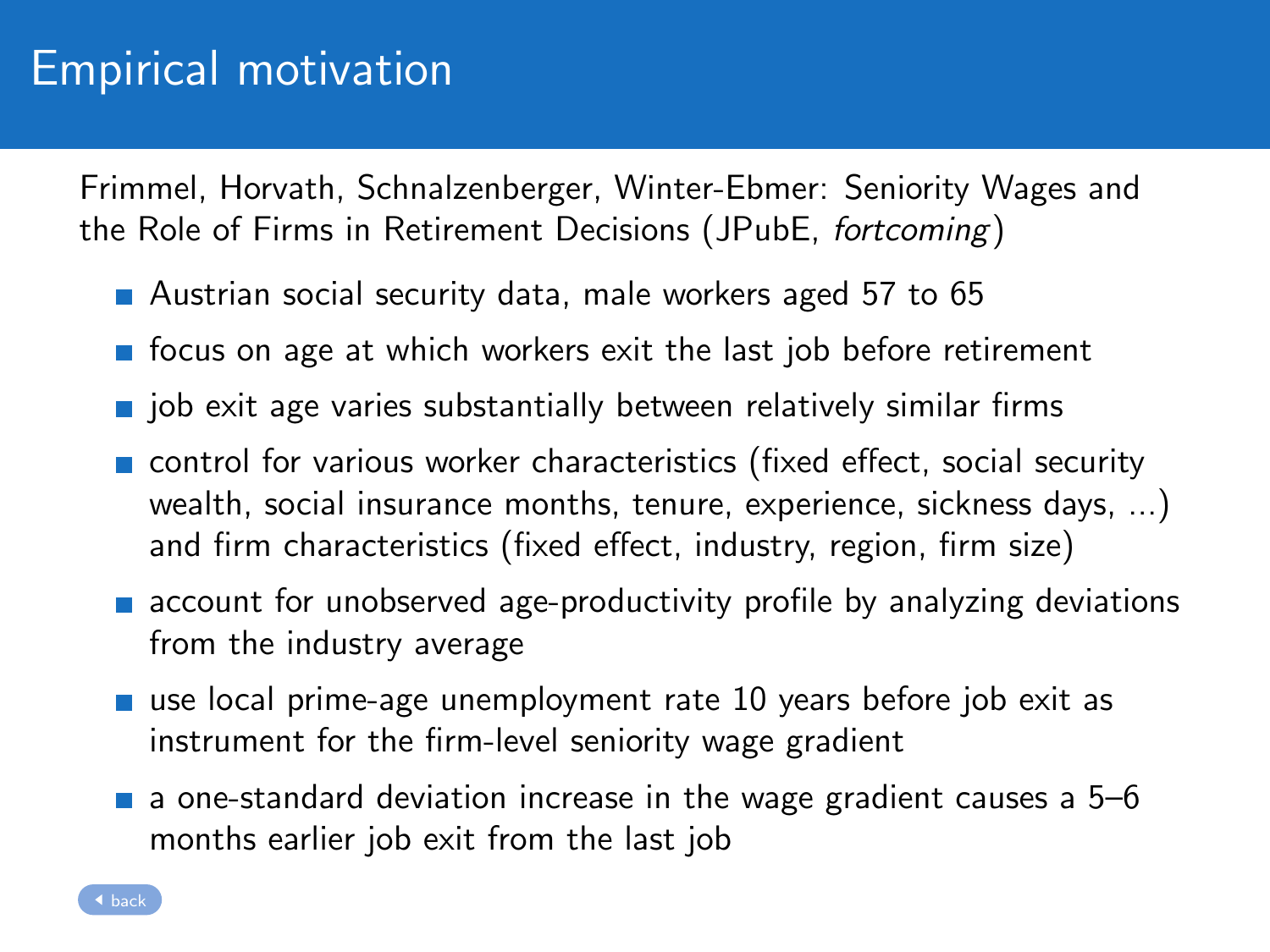# Empirical motivation

Frimmel, Horvath, Schnalzenberger, Winter-Ebmer: Seniority Wages and the Role of Firms in Retirement Decisions (JPubE, *fortcoming*)

- Austrian social security data, male workers aged 57 to 65
- focus on age at which workers exit the last job before retirement
- job exit age varies substantially between relatively similar firms
- control for various worker characteristics (fixed effect, social security wealth, social insurance months, tenure, experience, sickness days, ...) and firm characteristics (fixed effect, industry, region, firm size)
- account for unobserved age-productivity profile by analyzing deviations from the industry average
- use local prime-age unemployment rate 10 years before job exit as instrument for the firm-level seniority wage gradient
- a one-standard deviation increase in the wage gradient causes a 5–6 months earlier job exit from the last job

back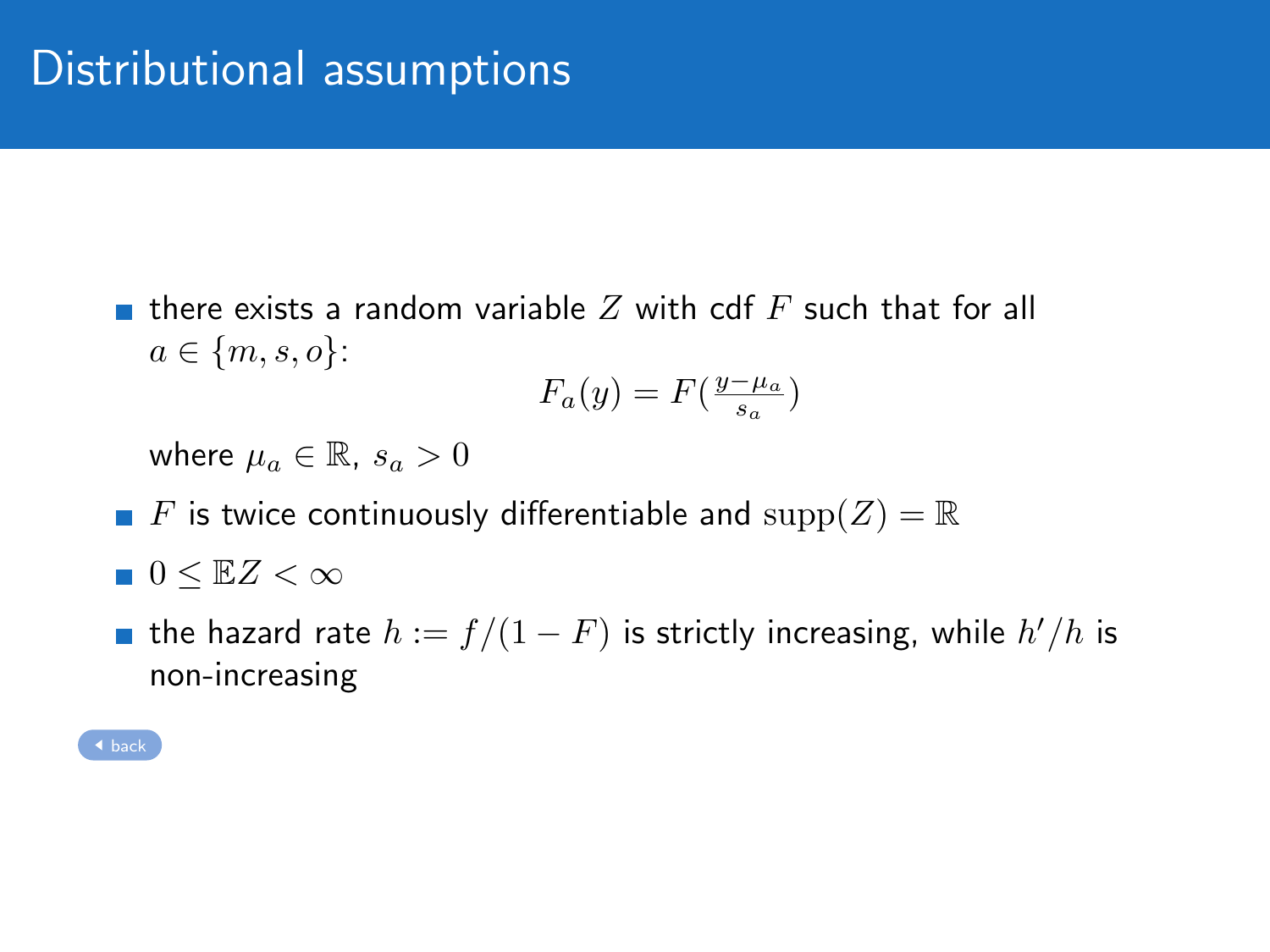# Distributional assumptions

- there exists a random variable $Z$ with cdf $F$ such that for all $a \in \{m, s, o\}$:

$$F_a(y) = F\left(\frac{y - \mu_a}{s_a}\right)$$

  where $\mu_a \in \mathbb{R}$, $s_a > 0$

- $F$ is twice continuously differentiable and $\operatorname{supp}(Z) = \mathbb{R}$
- $0 \leq \mathbb{E}Z < \infty$
- the hazard rate $h := f/(1 - F)$ is strictly increasing, while $h'/h$ is non-increasing

back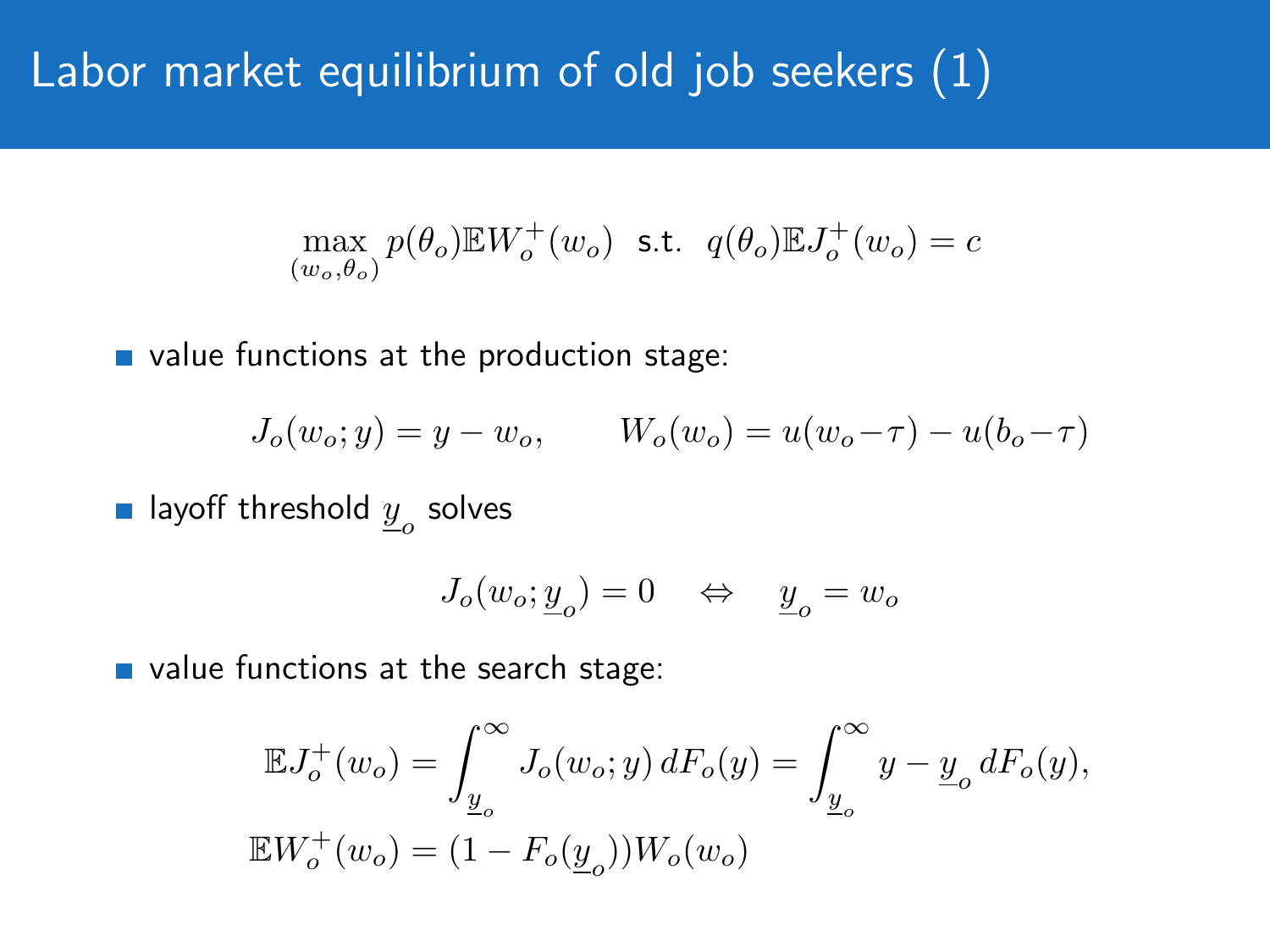# Labor market equilibrium of old job seekers (1)

$$\max_{(w_o,\theta_o)} p(\theta_o)\mathbb{E}W_o^+(w_o) \text{ s.t. } q(\theta_o)\mathbb{E}J_o^+(w_o) = c$$

- value functions at the production stage:

$$J_o(w_o;y) = y - w_o, \qquad W_o(w_o) = u(w_o - \tau) - u(b_o - \tau)$$

- layoff threshold $\underline{y}_o$ solves

$$J_o(w_o;\underline{y}_o) = 0 \quad \Leftrightarrow \quad \underline{y}_o = w_o$$

- value functions at the search stage:

$$\mathbb{E}J_o^+(w_o) = \int_{\underline{y}_o}^{\infty} J_o(w_o;y)\, dF_o(y) = \int_{\underline{y}_o}^{\infty} y - \underline{y}_o \, dF_o(y),$$

$$\mathbb{E}W_o^+(w_o) = (1 - F_o(\underline{y}_o))W_o(w_o)$$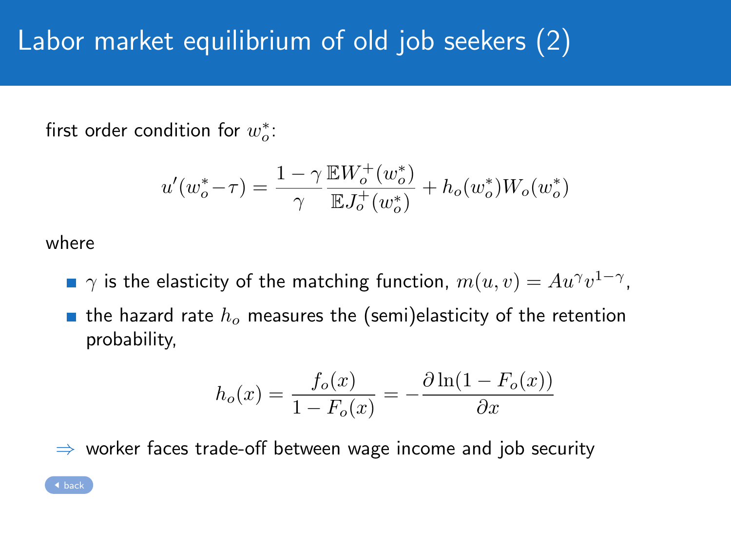# Labor market equilibrium of old job seekers (2)

first order condition for $w_o^*$:

$$u'(w_o^* - \tau) = \frac{1-\gamma}{\gamma} \frac{\mathbb{E}W_o^+(w_o^*)}{\mathbb{E}J_o^+(w_o^*)} + h_o(w_o^*) W_o(w_o^*)$$

where

- $\gamma$ is the elasticity of the matching function, $m(u, v) = Au^{\gamma} v^{1-\gamma}$,
- the hazard rate $h_o$ measures the (semi)elasticity of the retention probability,

$$h_o(x) = \frac{f_o(x)}{1 - F_o(x)} = -\frac{\partial \ln(1 - F_o(x))}{\partial x}$$

$\Rightarrow$ worker faces trade-off between wage income and job security

back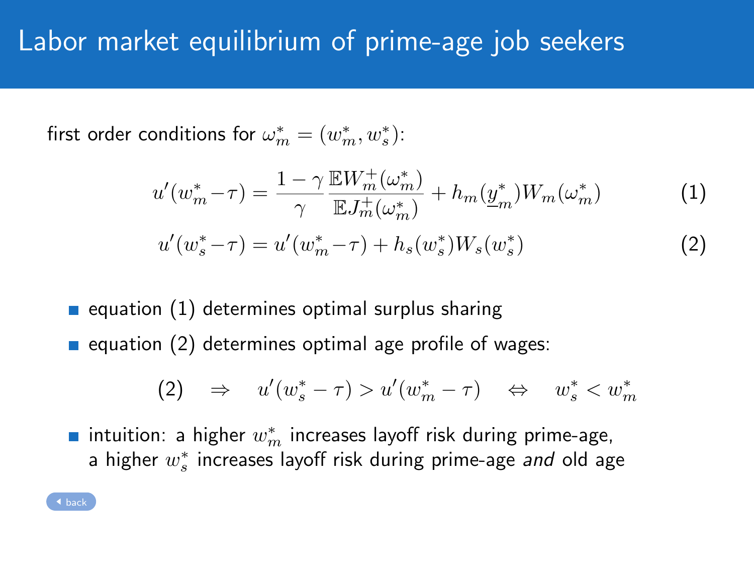# Labor market equilibrium of prime-age job seekers

first order conditions for $\omega_m^* = (w_m^*, w_s^*)$:

$$u'(w_m^* - \tau) = \frac{1-\gamma}{\gamma} \frac{\mathbb{E}W_m^+(\omega_m^*)}{\mathbb{E}J_m^+(\omega_m^*)} + h_m(\underline{y}_m^*) W_m(\omega_m^*) \tag{1}$$

$$u'(w_s^* - \tau) = u'(w_m^* - \tau) + h_s(w_s^*) W_s(w_s^*) \tag{2}$$

- equation (1) determines optimal surplus sharing
- equation (2) determines optimal age profile of wages:

$$(2) \quad \Rightarrow \quad u'(w_s^* - \tau) > u'(w_m^* - \tau) \quad \Leftrightarrow \quad w_s^* < w_m^*$$

- intuition: a higher $w_m^*$ increases layoff risk during prime-age, a higher $w_s^*$ increases layoff risk during prime-age *and* old age

back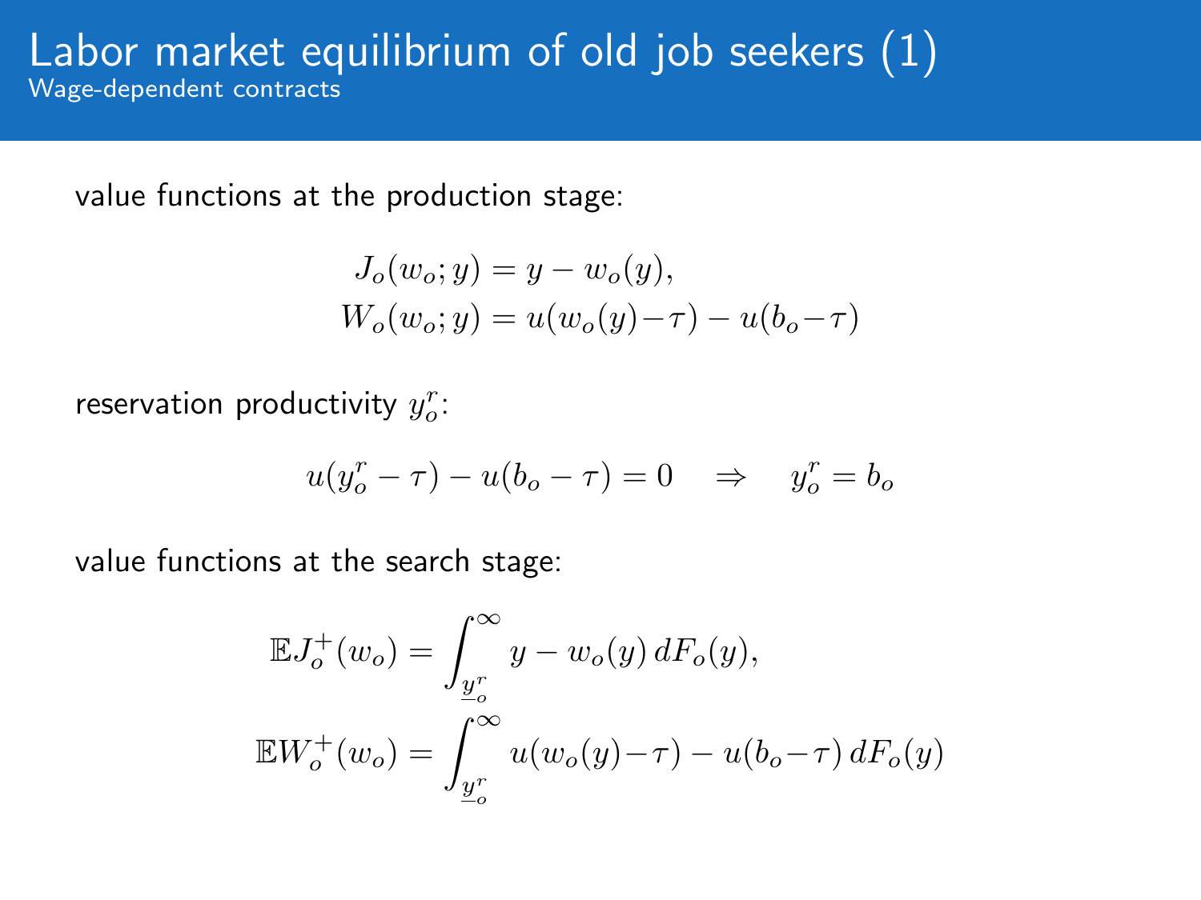# Labor market equilibrium of old job seekers (1)

## Wage-dependent contracts

value functions at the production stage:

$$
\begin{aligned}
J_o(w_o; y) &= y - w_o(y), \\
W_o(w_o; y) &= u(w_o(y) - \tau) - u(b_o - \tau)
\end{aligned}
$$

reservation productivity $y_o^r$:

$$
u(y_o^r - \tau) - u(b_o - \tau) = 0 \quad \Rightarrow \quad y_o^r = b_o
$$

value functions at the search stage:

$$
\begin{aligned}
\mathbb{E}J_o^+(w_o) &= \int_{\underline{y}_o^r}^{\infty} y - w_o(y)\, dF_o(y), \\
\mathbb{E}W_o^+(w_o) &= \int_{\underline{y}_o^r}^{\infty} u(w_o(y) - \tau) - u(b_o - \tau)\, dF_o(y)
\end{aligned}
$$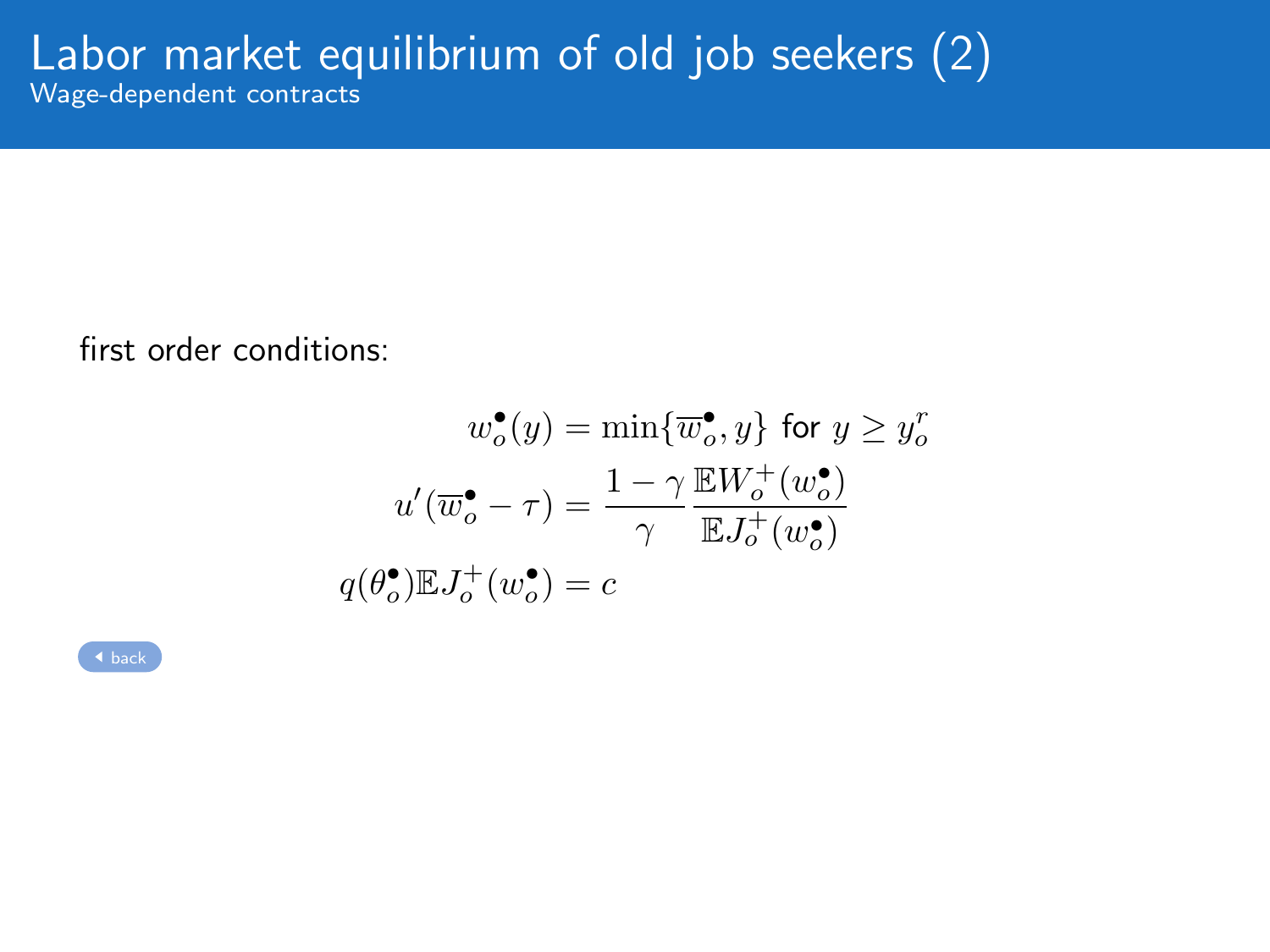# Labor market equilibrium of old job seekers (2)

## Wage-dependent contracts

first order conditions:

$$
\begin{aligned}
w_o^\bullet(y) &= \min\{\overline{w}_o^\bullet, y\} \text{ for } y \geq y_o^r \\
u'(\overline{w}_o^\bullet - \tau) &= \frac{1-\gamma}{\gamma} \frac{\mathbb{E}W_o^+(w_o^\bullet)}{\mathbb{E}J_o^+(w_o^\bullet)} \\
q(\theta_o^\bullet)\mathbb{E}J_o^+(w_o^\bullet) &= c
\end{aligned}
$$

back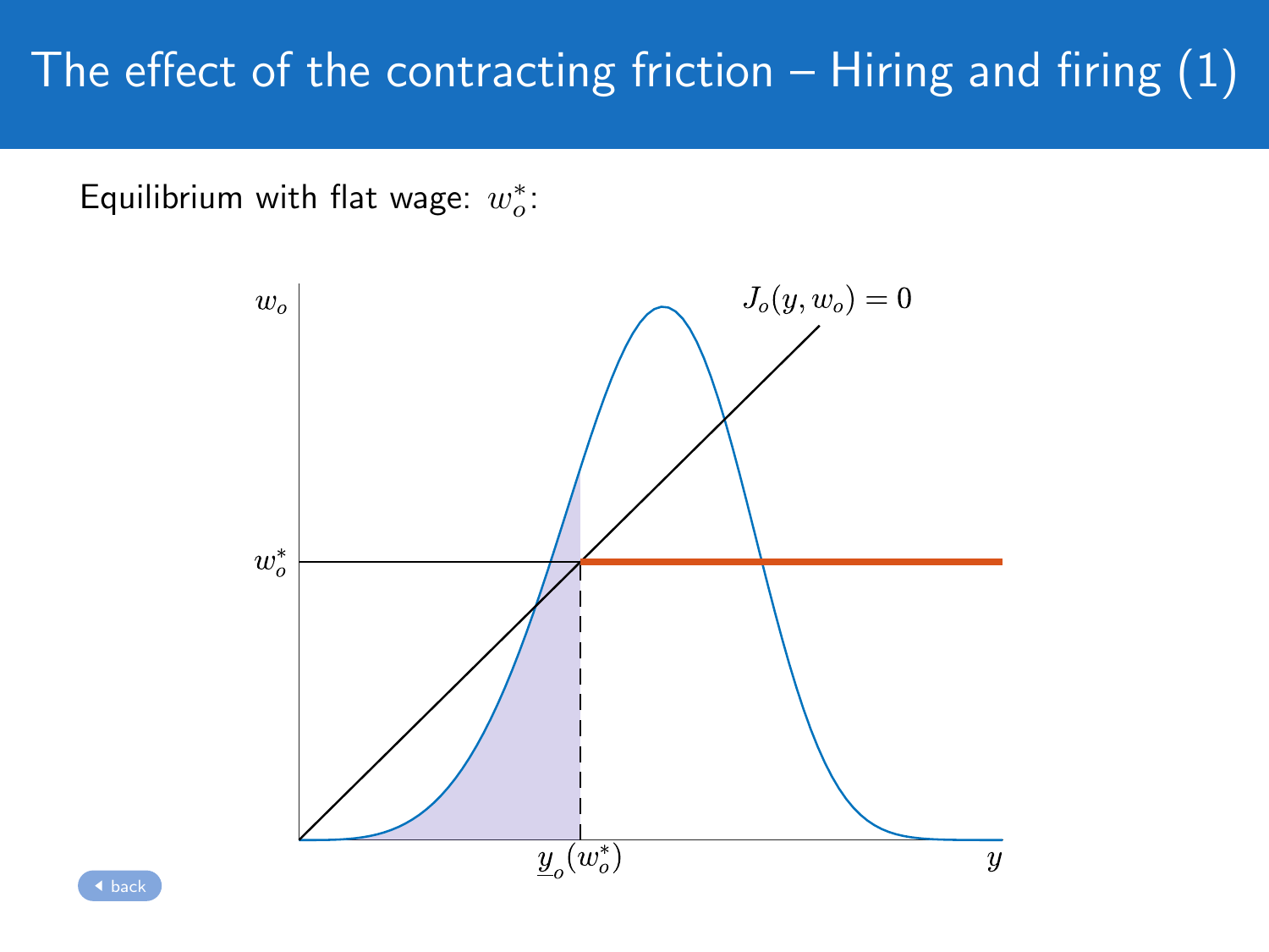# The effect of the contracting friction – Hiring and firing (1)

Equilibrium with flat wage: $w_o^*$: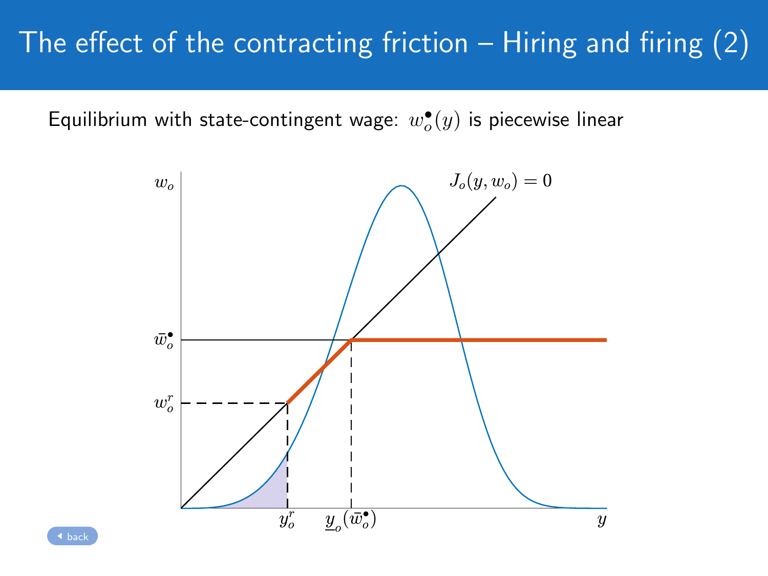# The effect of the contracting friction – Hiring and firing (2)

Equilibrium with state-contingent wage: $w_o^\bullet(y)$ is piecewise linear

$w_o$

$J_o(y, w_o) = 0$

$\bar{w}_o^\bullet$

$w_o^r$

$y_o^r$ $\quad \underline{y}_o(\bar{w}_o^\bullet)$ $\quad y$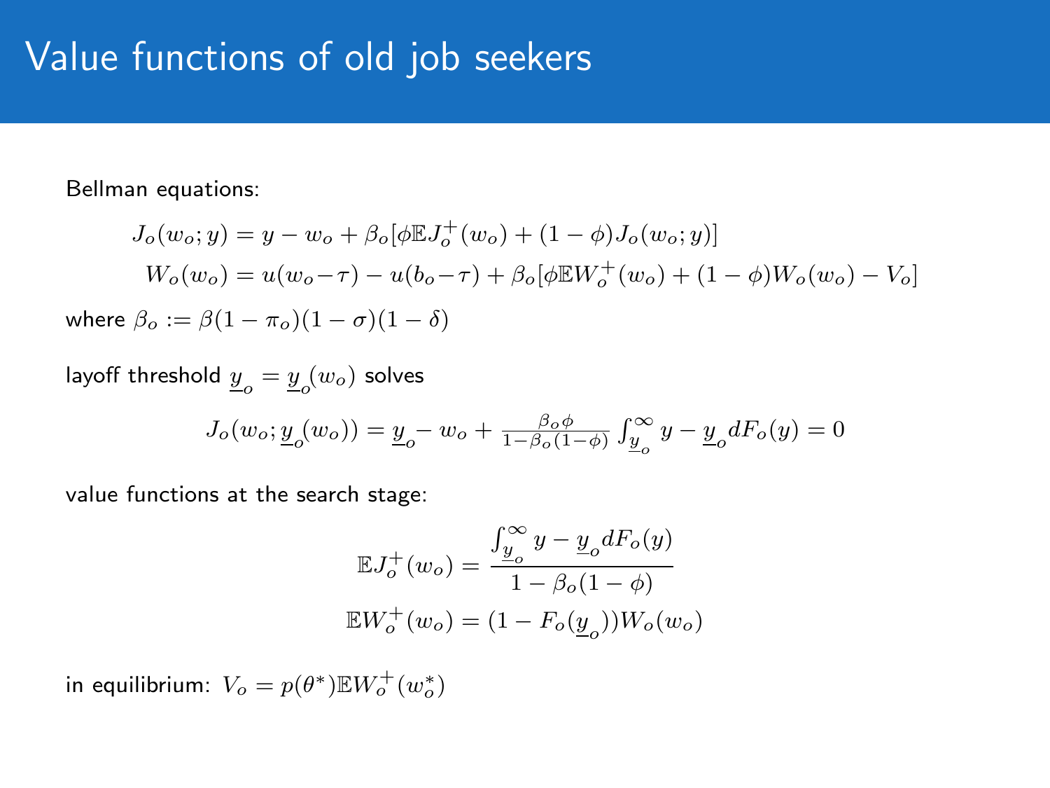# Value functions of old job seekers

Bellman equations:

$$J_o(w_o; y) = y - w_o + \beta_o[\phi \mathbb{E} J_o^+(w_o) + (1-\phi) J_o(w_o; y)]$$

$$W_o(w_o) = u(w_o - \tau) - u(b_o - \tau) + \beta_o[\phi \mathbb{E} W_o^+(w_o) + (1-\phi) W_o(w_o) - V_o]$$

where $\beta_o := \beta(1-\pi_o)(1-\sigma)(1-\delta)$

layoff threshold $\underline{y}_o = \underline{y}_o(w_o)$ solves

$$J_o(w_o; \underline{y}_o(w_o)) = \underline{y}_o - w_o + \frac{\beta_o \phi}{1-\beta_o(1-\phi)} \int_{\underline{y}_o}^{\infty} y - \underline{y}_o dF_o(y) = 0$$

value functions at the search stage:

$$\mathbb{E} J_o^+(w_o) = \frac{\int_{\underline{y}_o}^{\infty} y - \underline{y}_o dF_o(y)}{1-\beta_o(1-\phi)}$$

$$\mathbb{E} W_o^+(w_o) = (1 - F_o(\underline{y}_o)) W_o(w_o)$$

in equilibrium: $V_o = p(\theta^*) \mathbb{E} W_o^+(w_o^*)$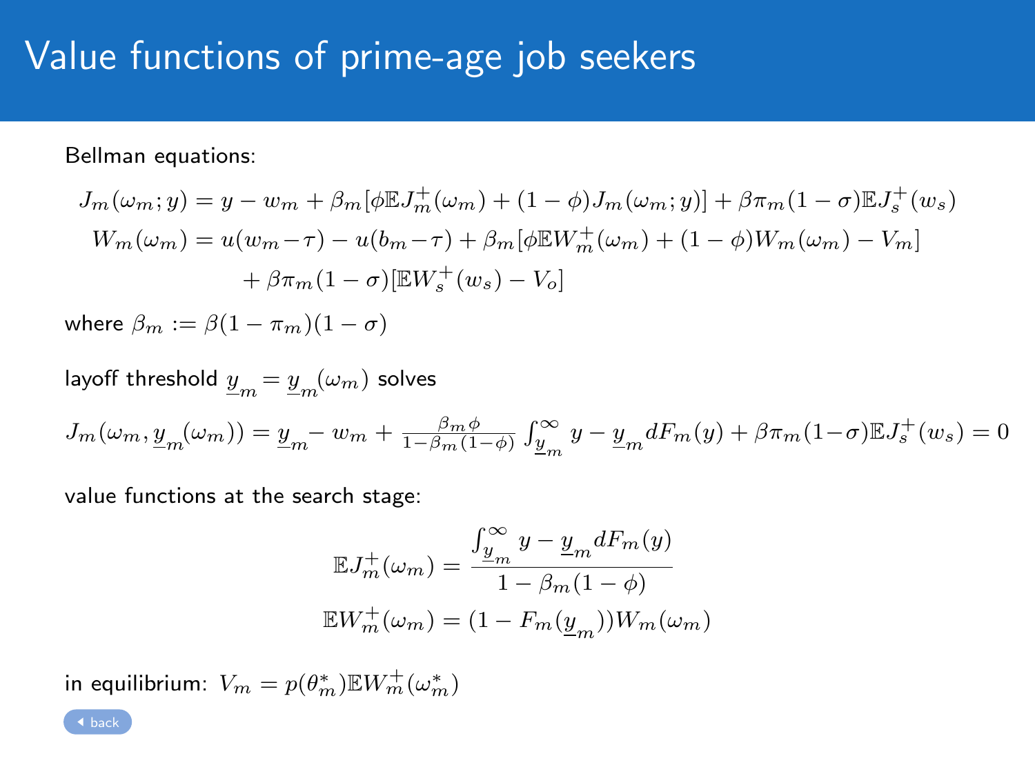# Value functions of prime-age job seekers

Bellman equations:

$$
\begin{aligned}
J_m(\omega_m; y) &= y - w_m + \beta_m[\phi \mathbb{E} J_m^+(\omega_m) + (1-\phi) J_m(\omega_m; y)] + \beta \pi_m (1-\sigma) \mathbb{E} J_s^+(w_s) \\
W_m(\omega_m) &= u(w_m - \tau) - u(b_m - \tau) + \beta_m[\phi \mathbb{E} W_m^+(\omega_m) + (1-\phi) W_m(\omega_m) - V_m] \\
&\quad + \beta \pi_m (1-\sigma)[\mathbb{E} W_s^+(w_s) - V_o]
\end{aligned}
$$

where $\beta_m := \beta(1-\pi_m)(1-\sigma)$

layoff threshold $\underline{y}_m = \underline{y}_m(\omega_m)$ solves

$$
J_m(\omega_m, \underline{y}_m(\omega_m)) = \underline{y}_m - w_m + \frac{\beta_m \phi}{1-\beta_m(1-\phi)} \int_{\underline{y}_m}^{\infty} y - \underline{y}_m dF_m(y) + \beta \pi_m (1-\sigma) \mathbb{E} J_s^+(w_s) = 0
$$

value functions at the search stage:

$$
\mathbb{E} J_m^+(\omega_m) = \frac{\int_{\underline{y}_m}^{\infty} y - \underline{y}_m dF_m(y)}{1-\beta_m(1-\phi)}
$$

$$
\mathbb{E} W_m^+(\omega_m) = (1 - F_m(\underline{y}_m)) W_m(\omega_m)
$$

in equilibrium: $V_m = p(\theta_m^*) \mathbb{E} W_m^+(\omega_m^*)$

back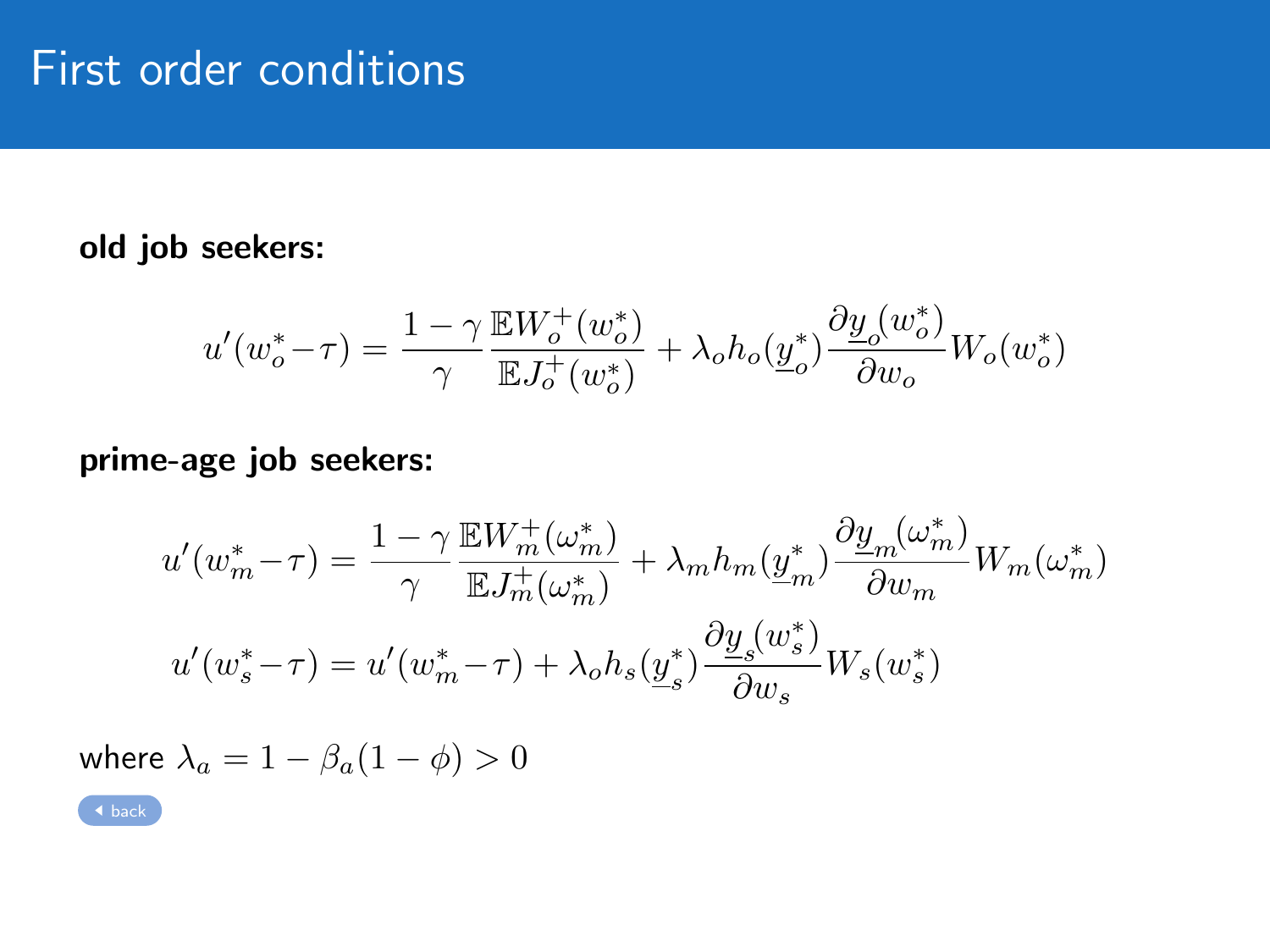# First order conditions

**old job seekers:**

$$u'(w_o^* - \tau) = \frac{1-\gamma}{\gamma} \frac{\mathbb{E}W_o^+(w_o^*)}{\mathbb{E}J_o^+(w_o^*)} + \lambda_o h_o(\underline{y}_o^*) \frac{\partial \underline{y}_o(w_o^*)}{\partial w_o} W_o(w_o^*)$$

**prime-age job seekers:**

$$u'(w_m^* - \tau) = \frac{1-\gamma}{\gamma} \frac{\mathbb{E}W_m^+(\omega_m^*)}{\mathbb{E}J_m^+(\omega_m^*)} + \lambda_m h_m(\underline{y}_m^*) \frac{\partial \underline{y}_m(\omega_m^*)}{\partial w_m} W_m(\omega_m^*)$$

$$u'(w_s^* - \tau) = u'(w_m^* - \tau) + \lambda_o h_s(\underline{y}_s^*) \frac{\partial \underline{y}_s(w_s^*)}{\partial w_s} W_s(w_s^*)$$

where $\lambda_a = 1 - \beta_a(1-\phi) > 0$

back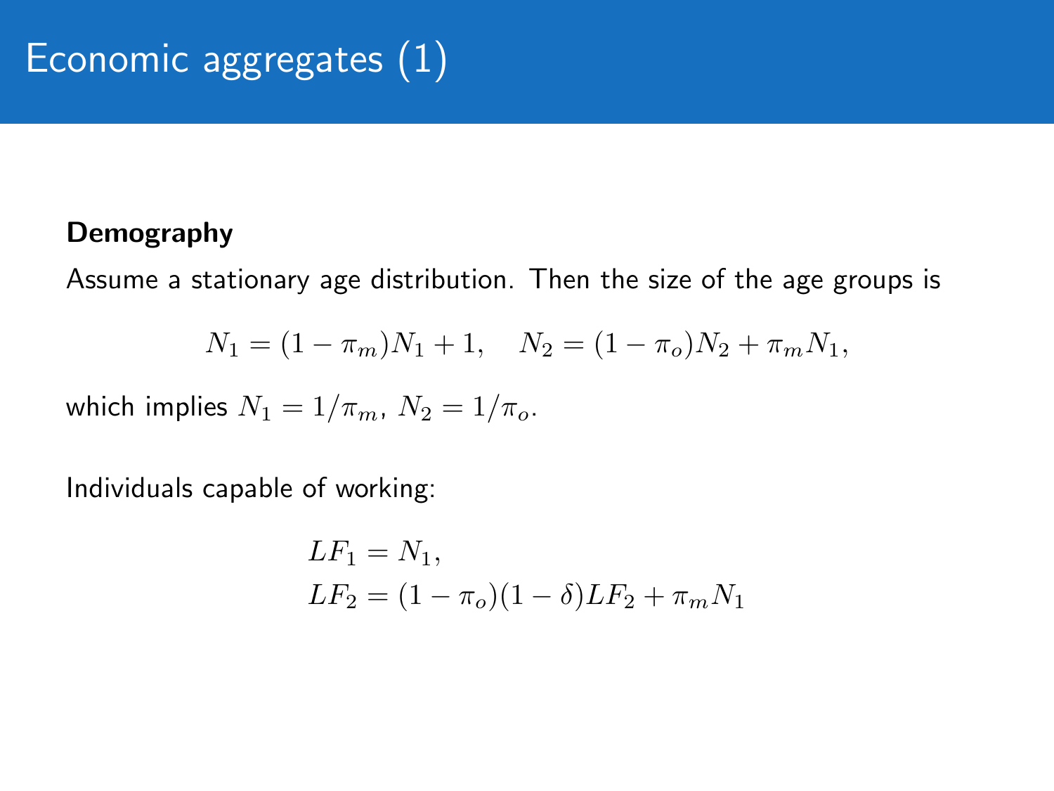# Economic aggregates (1)

**Demography**

Assume a stationary age distribution. Then the size of the age groups is

$$N_1 = (1 - \pi_m)N_1 + 1, \quad N_2 = (1 - \pi_o)N_2 + \pi_m N_1,$$

which implies $N_1 = 1/\pi_m$, $N_2 = 1/\pi_o$.

Individuals capable of working:

$$\begin{aligned} LF_1 &= N_1, \\ LF_2 &= (1 - \pi_o)(1 - \delta)LF_2 + \pi_m N_1 \end{aligned}$$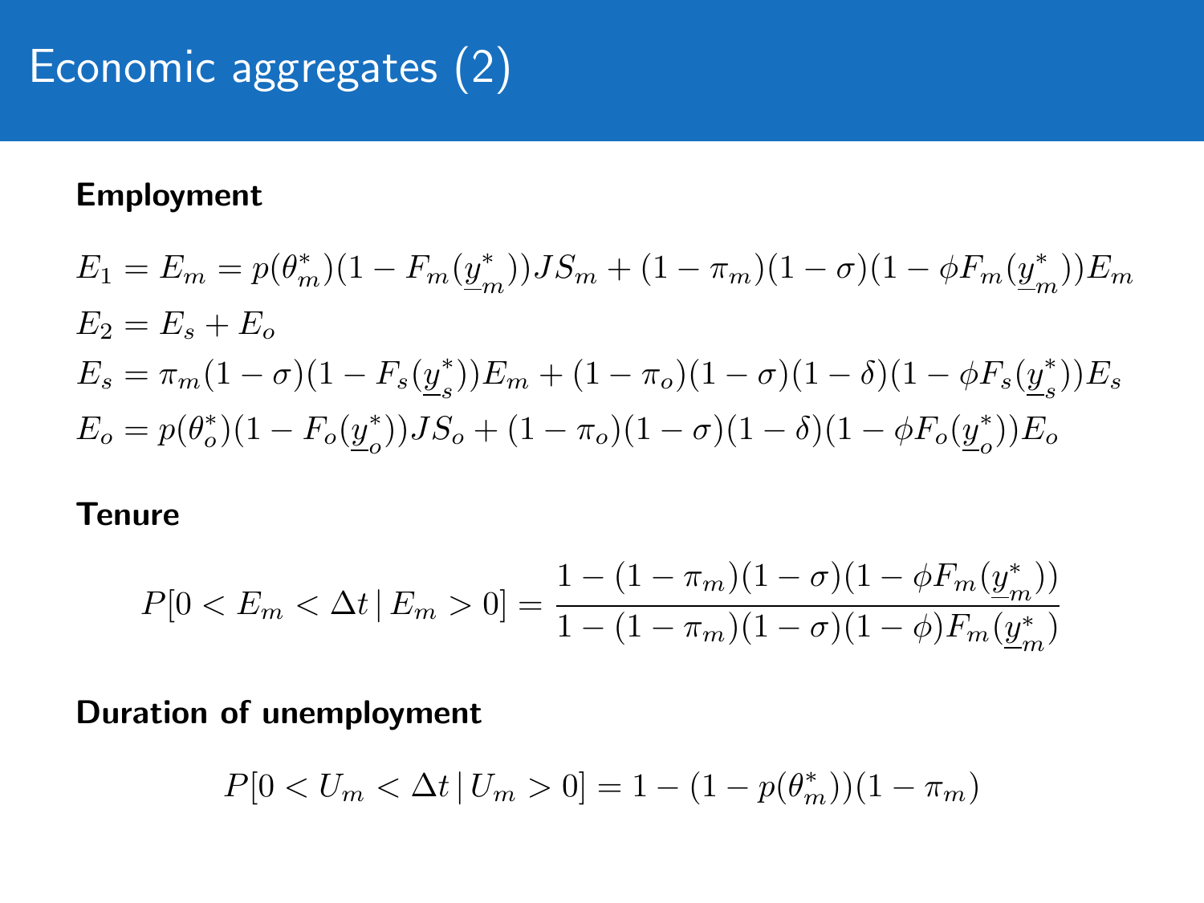# Economic aggregates (2)

**Employment**

$$E_1 = E_m = p(\theta_m^*)(1 - F_m(\underline{y}_m^*))JS_m + (1 - \pi_m)(1 - \sigma)(1 - \phi F_m(\underline{y}_m^*))E_m$$

$$E_2 = E_s + E_o$$

$$E_s = \pi_m(1 - \sigma)(1 - F_s(\underline{y}_s^*))E_m + (1 - \pi_o)(1 - \sigma)(1 - \delta)(1 - \phi F_s(\underline{y}_s^*))E_s$$

$$E_o = p(\theta_o^*)(1 - F_o(\underline{y}_o^*))JS_o + (1 - \pi_o)(1 - \sigma)(1 - \delta)(1 - \phi F_o(\underline{y}_o^*))E_o$$

**Tenure**

$$P[0 < E_m < \Delta t \,|\, E_m > 0] = \frac{1 - (1 - \pi_m)(1 - \sigma)(1 - \phi F_m(\underline{y}_m^*))}{1 - (1 - \pi_m)(1 - \sigma)(1 - \phi)F_m(\underline{y}_m^*)}$$

**Duration of unemployment**

$$P[0 < U_m < \Delta t \,|\, U_m > 0] = 1 - (1 - p(\theta_m^*))(1 - \pi_m)$$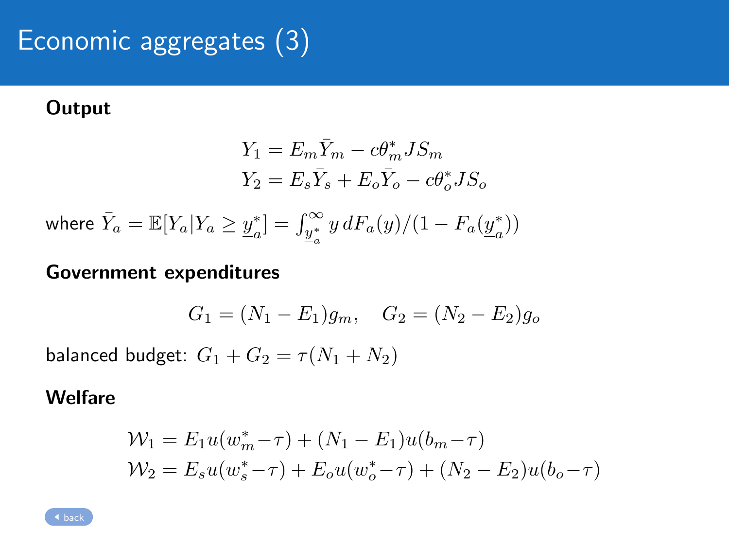# Economic aggregates (3)

**Output**

$$
\begin{aligned}
Y_1 &= E_m \bar{Y}_m - c\theta_m^* J S_m \\
Y_2 &= E_s \bar{Y}_s + E_o \bar{Y}_o - c\theta_o^* J S_o
\end{aligned}
$$

where $\bar{Y}_a = \mathbb{E}[Y_a | Y_a \geq \underline{y}_a^*] = \int_{\underline{y}_a^*}^{\infty} y \, dF_a(y) / (1 - F_a(\underline{y}_a^*))$

**Government expenditures**

$$
G_1 = (N_1 - E_1) g_m, \quad G_2 = (N_2 - E_2) g_o
$$

balanced budget: $G_1 + G_2 = \tau(N_1 + N_2)$

**Welfare**

$$
\begin{aligned}
\mathcal{W}_1 &= E_1 u(w_m^* - \tau) + (N_1 - E_1) u(b_m - \tau) \\
\mathcal{W}_2 &= E_s u(w_s^* - \tau) + E_o u(w_o^* - \tau) + (N_2 - E_2) u(b_o - \tau)
\end{aligned}
$$

back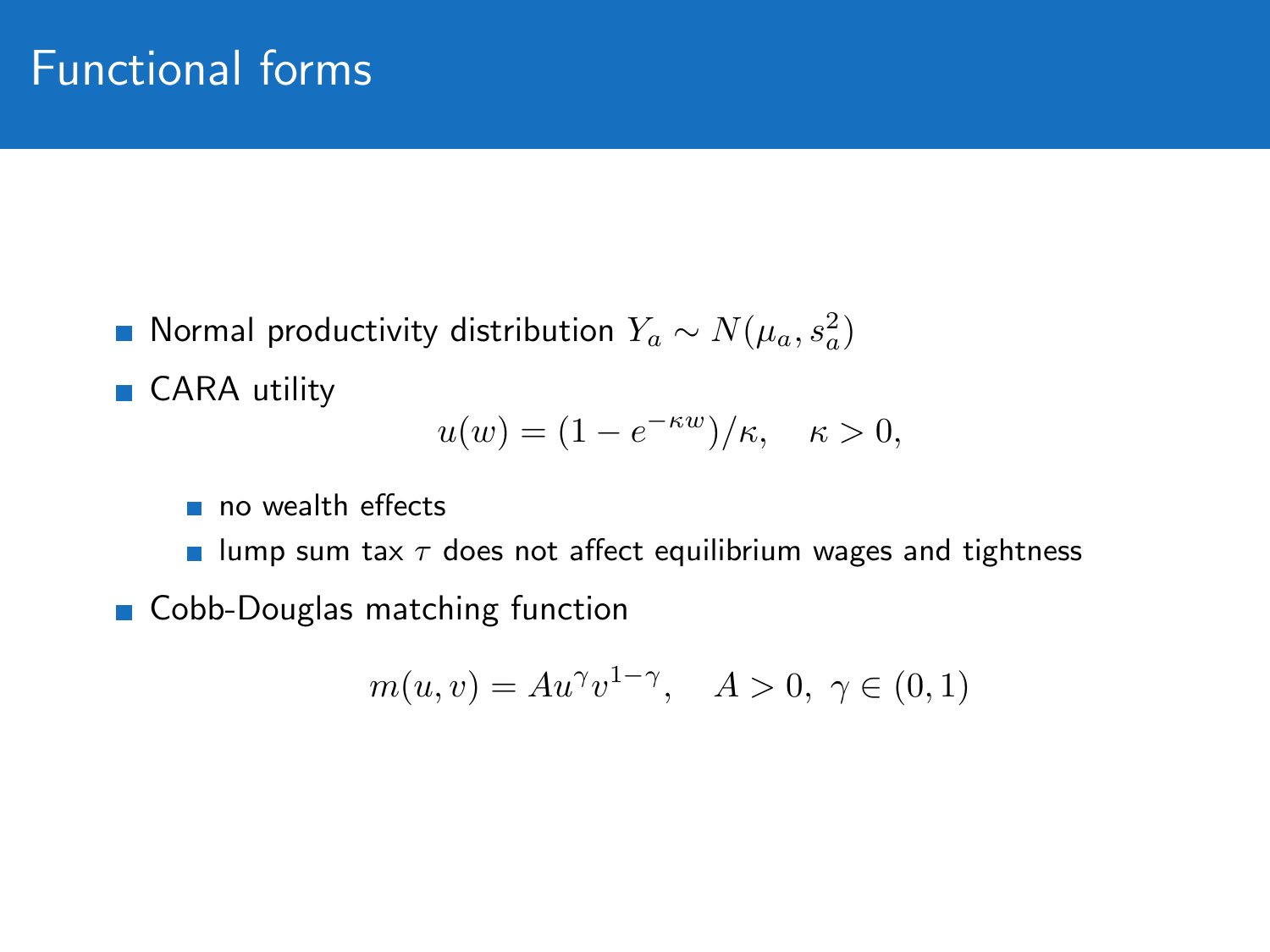# Functional forms

- Normal productivity distribution $Y_a \sim N(\mu_a, s_a^2)$
- CARA utility

$$u(w) = (1 - e^{-\kappa w})/\kappa, \quad \kappa > 0,$$

  - no wealth effects
  - lump sum tax $\tau$ does not affect equilibrium wages and tightness
- Cobb-Douglas matching function

$$m(u, v) = Au^{\gamma}v^{1-\gamma}, \quad A > 0, \ \gamma \in (0, 1)$$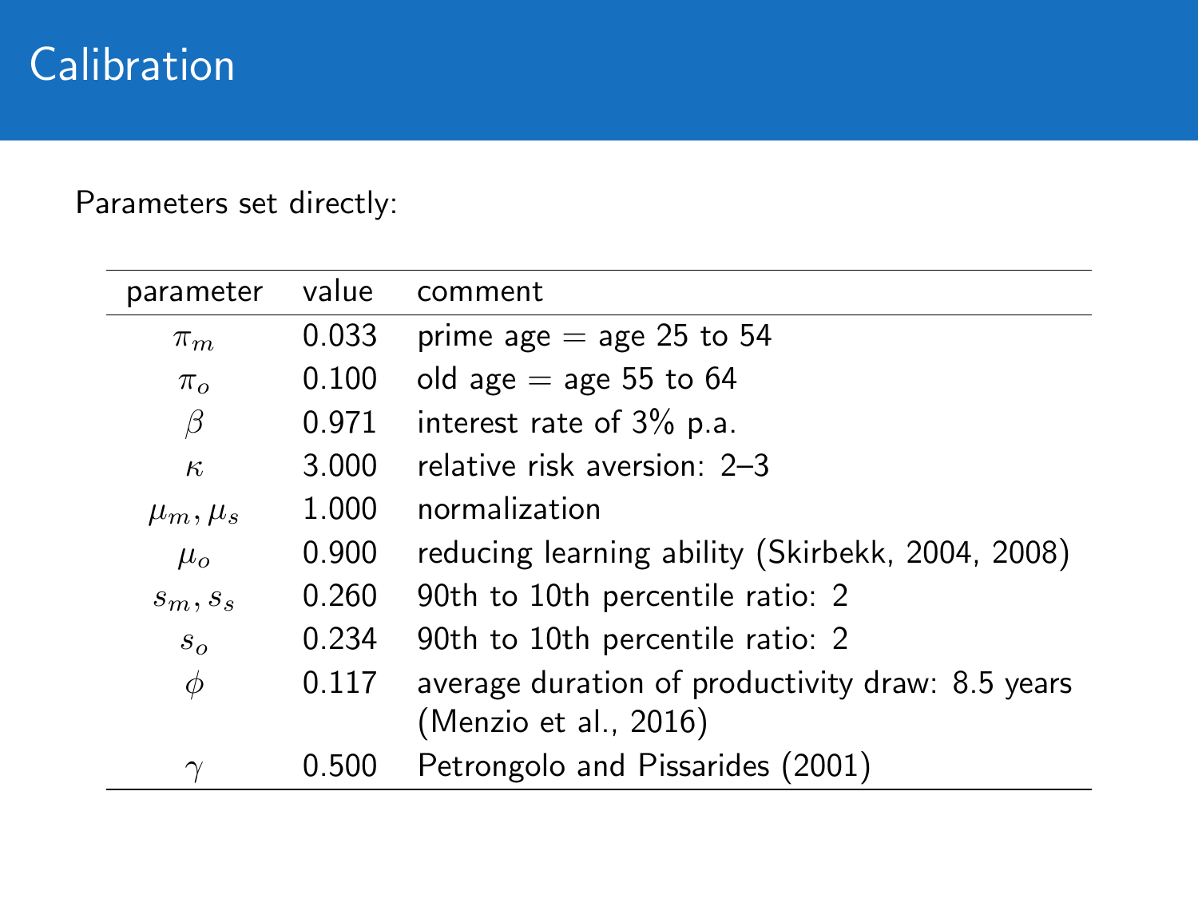# Calibration

Parameters set directly:

| parameter | value | comment |
|---|---|---|
| $\pi_m$ | 0.033 | prime age = age 25 to 54 |
| $\pi_o$ | 0.100 | old age = age 55 to 64 |
| $\beta$ | 0.971 | interest rate of 3% p.a. |
| $\kappa$ | 3.000 | relative risk aversion: 2–3 |
| $\mu_m, \mu_s$ | 1.000 | normalization |
| $\mu_o$ | 0.900 | reducing learning ability (Skirbekk, 2004, 2008) |
| $s_m, s_s$ | 0.260 | 90th to 10th percentile ratio: 2 |
| $s_o$ | 0.234 | 90th to 10th percentile ratio: 2 |
| $\phi$ | 0.117 | average duration of productivity draw: 8.5 years (Menzio et al., 2016) |
| $\gamma$ | 0.500 | Petrongolo and Pissarides (2001) |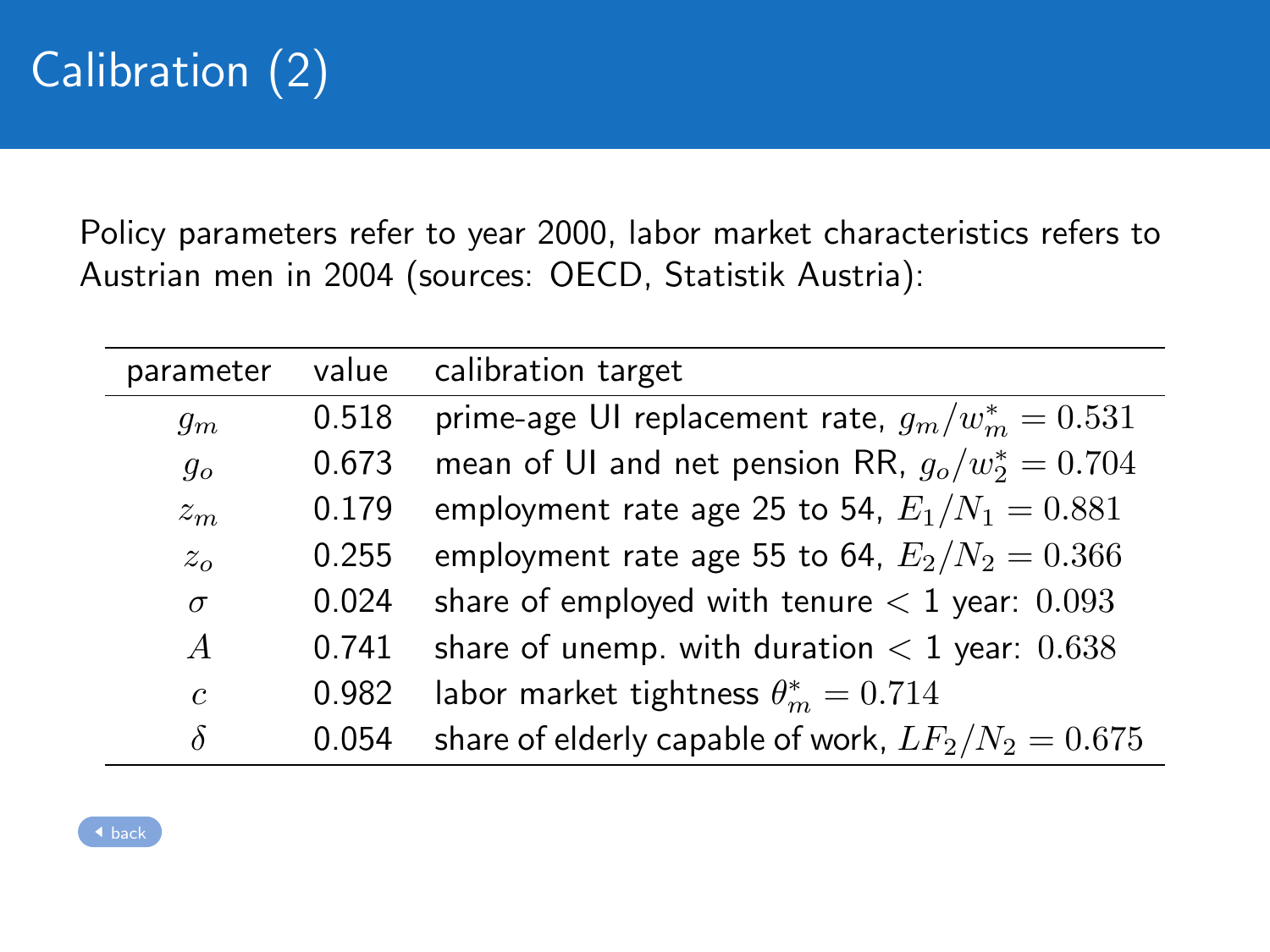# Calibration (2)

Policy parameters refer to year 2000, labor market characteristics refers to Austrian men in 2004 (sources: OECD, Statistik Austria):

| parameter | value | calibration target |
|---|---|---|
| $g_m$ | 0.518 | prime-age UI replacement rate, $g_m/w_m^* = 0.531$ |
| $g_o$ | 0.673 | mean of UI and net pension RR, $g_o/w_2^* = 0.704$ |
| $z_m$ | 0.179 | employment rate age 25 to 54, $E_1/N_1 = 0.881$ |
| $z_o$ | 0.255 | employment rate age 55 to 64, $E_2/N_2 = 0.366$ |
| $\sigma$ | 0.024 | share of employed with tenure < 1 year: $0.093$ |
| $A$ | 0.741 | share of unemp. with duration < 1 year: $0.638$ |
| $c$ | 0.982 | labor market tightness $\theta_m^* = 0.714$ |
| $\delta$ | 0.054 | share of elderly capable of work, $LF_2/N_2 = 0.675$ |

back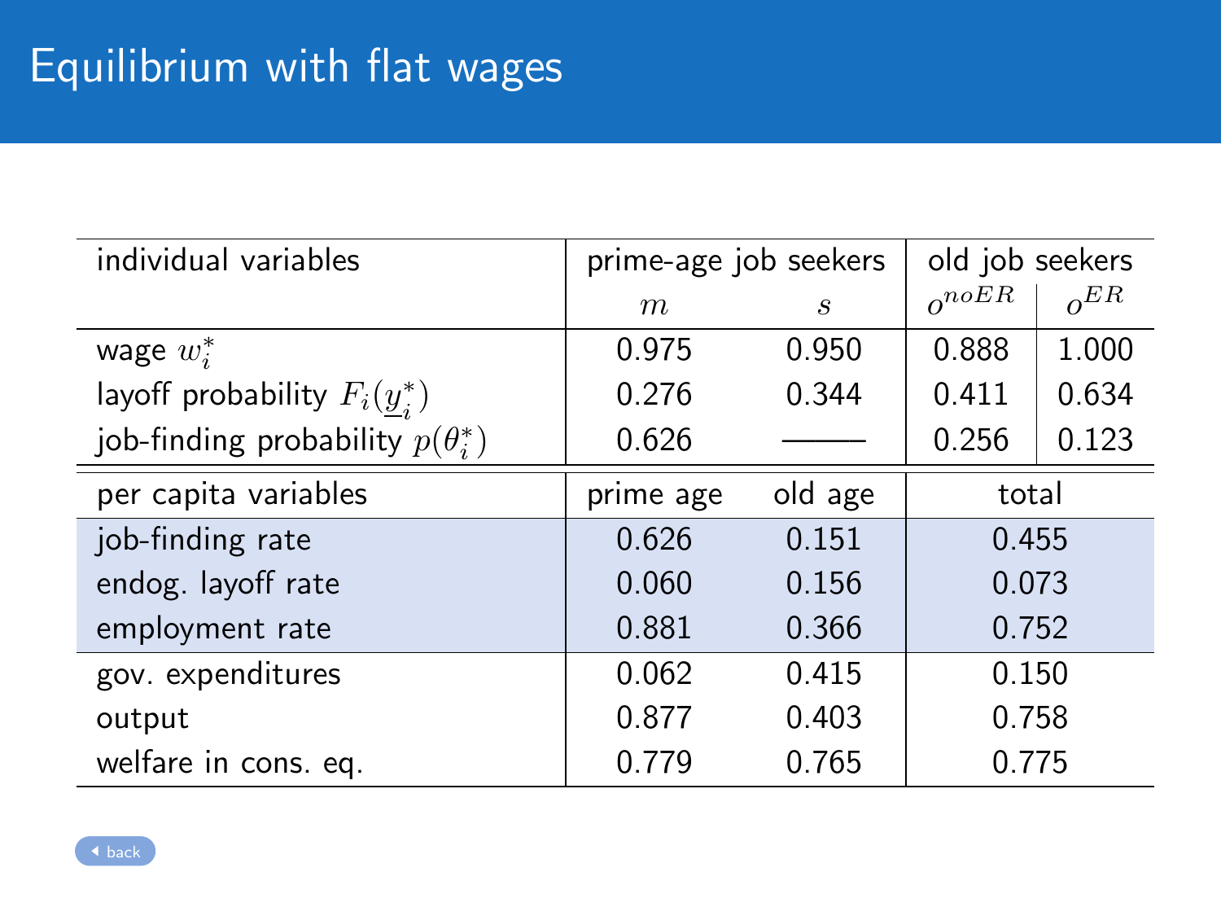# Equilibrium with flat wages

| individual variables | prime-age job seekers | | old job seekers | |
|---|---|---|---|---|
| | $m$ | $s$ | $o^{noER}$ | $o^{ER}$ |
| wage $w_i^*$ | 0.975 | 0.950 | 0.888 | 1.000 |
| layoff probability $F_i(\underline{y}_i^*)$ | 0.276 | 0.344 | 0.411 | 0.634 |
| job-finding probability $p(\theta_i^*)$ | 0.626 | ——— | 0.256 | 0.123 |

| per capita variables | prime age | old age | total |
|---|---|---|---|
| job-finding rate | 0.626 | 0.151 | 0.455 |
| endog. layoff rate | 0.060 | 0.156 | 0.073 |
| employment rate | 0.881 | 0.366 | 0.752 |
| gov. expenditures | 0.062 | 0.415 | 0.150 |
| output | 0.877 | 0.403 | 0.758 |
| welfare in cons. eq. | 0.779 | 0.765 | 0.775 |

back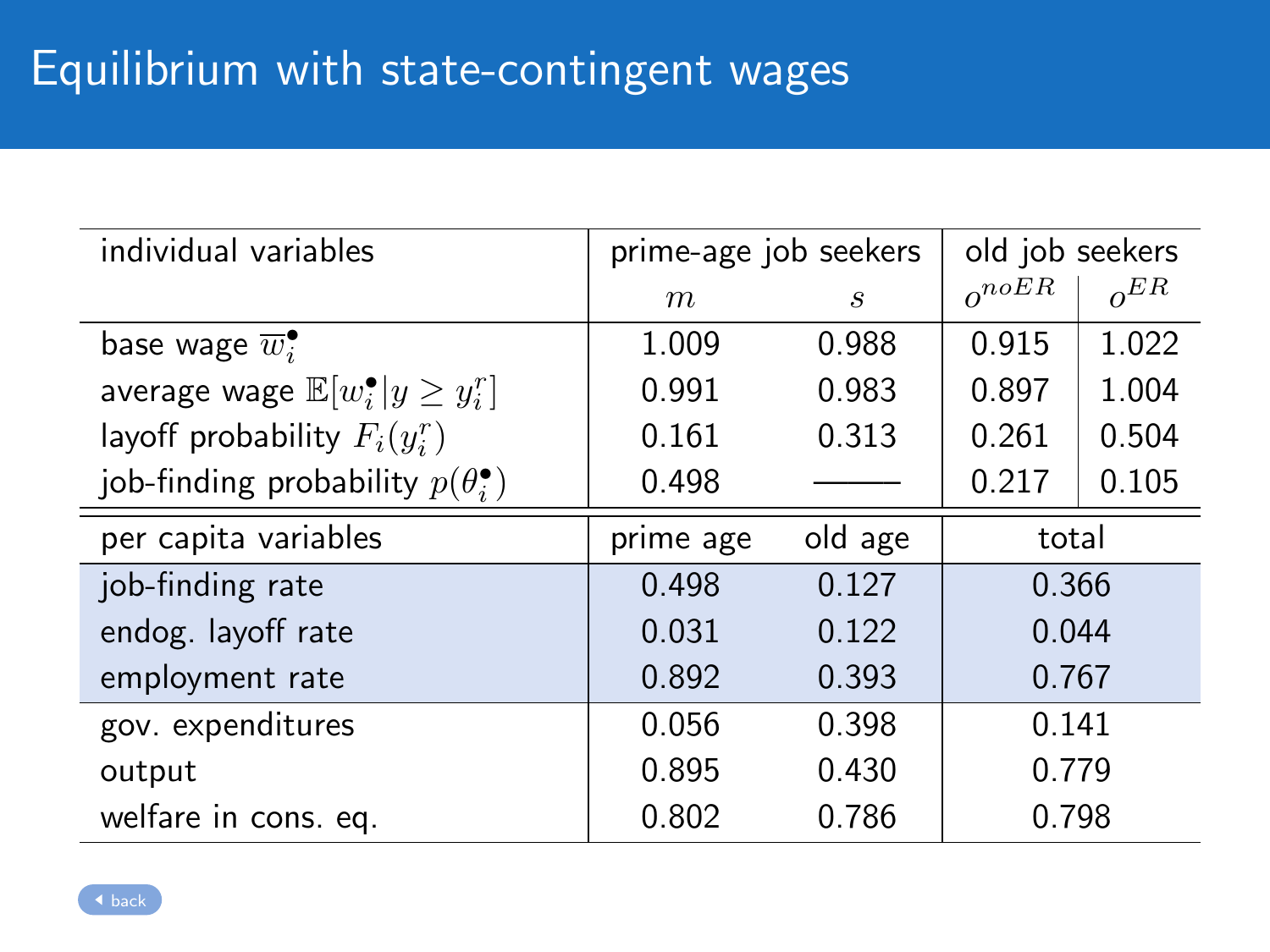# Equilibrium with state-contingent wages

| individual variables | prime-age job seekers | | old job seekers | |
|---|---|---|---|---|
| | $m$ | $s$ | $o^{noER}$ | $o^{ER}$ |
| base wage $\overline{w}_i^\bullet$ | 1.009 | 0.988 | 0.915 | 1.022 |
| average wage $\mathbb{E}[w_i^\bullet \vert y \geq y_i^r]$ | 0.991 | 0.983 | 0.897 | 1.004 |
| layoff probability $F_i(y_i^r)$ | 0.161 | 0.313 | 0.261 | 0.504 |
| job-finding probability $p(\theta_i^\bullet)$ | 0.498 | ——— | 0.217 | 0.105 |

| per capita variables | prime age | old age | total |
|---|---|---|---|
| job-finding rate | 0.498 | 0.127 | 0.366 |
| endog. layoff rate | 0.031 | 0.122 | 0.044 |
| employment rate | 0.892 | 0.393 | 0.767 |
| gov. expenditures | 0.056 | 0.398 | 0.141 |
| output | 0.895 | 0.430 | 0.779 |
| welfare in cons. eq. | 0.802 | 0.786 | 0.798 |

back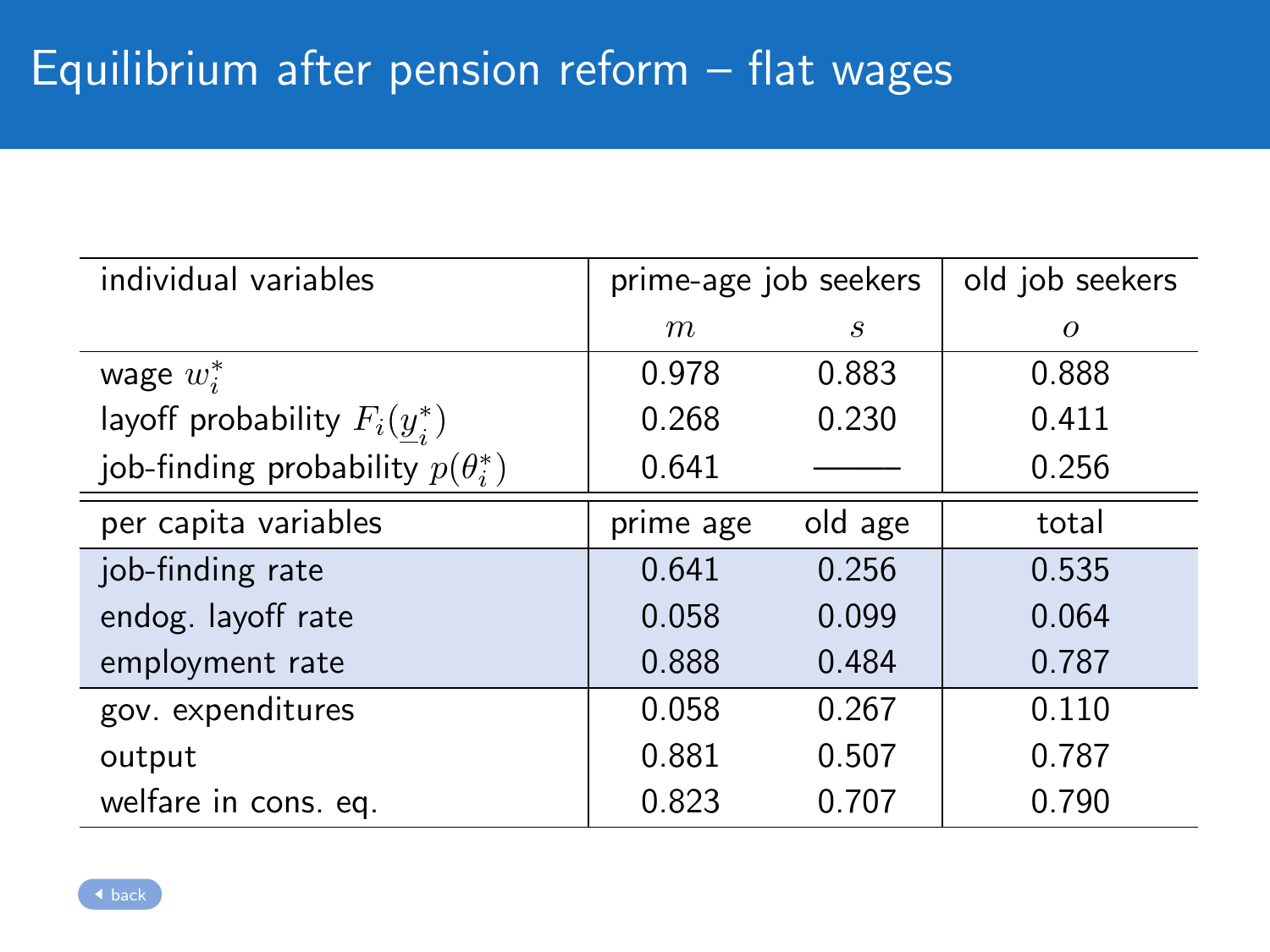# Equilibrium after pension reform – flat wages

| individual variables | prime-age job seekers | | old job seekers |
|---|---|---|---|
| | $m$ | $s$ | $o$ |
| wage $w_i^*$ | 0.978 | 0.883 | 0.888 |
| layoff probability $F_i(\underline{y}_i^*)$ | 0.268 | 0.230 | 0.411 |
| job-finding probability $p(\theta_i^*)$ | 0.641 | ——— | 0.256 |

| per capita variables | prime age | old age | total |
|---|---|---|---|
| job-finding rate | 0.641 | 0.256 | 0.535 |
| endog. layoff rate | 0.058 | 0.099 | 0.064 |
| employment rate | 0.888 | 0.484 | 0.787 |
| gov. expenditures | 0.058 | 0.267 | 0.110 |
| output | 0.881 | 0.507 | 0.787 |
| welfare in cons. eq. | 0.823 | 0.707 | 0.790 |

back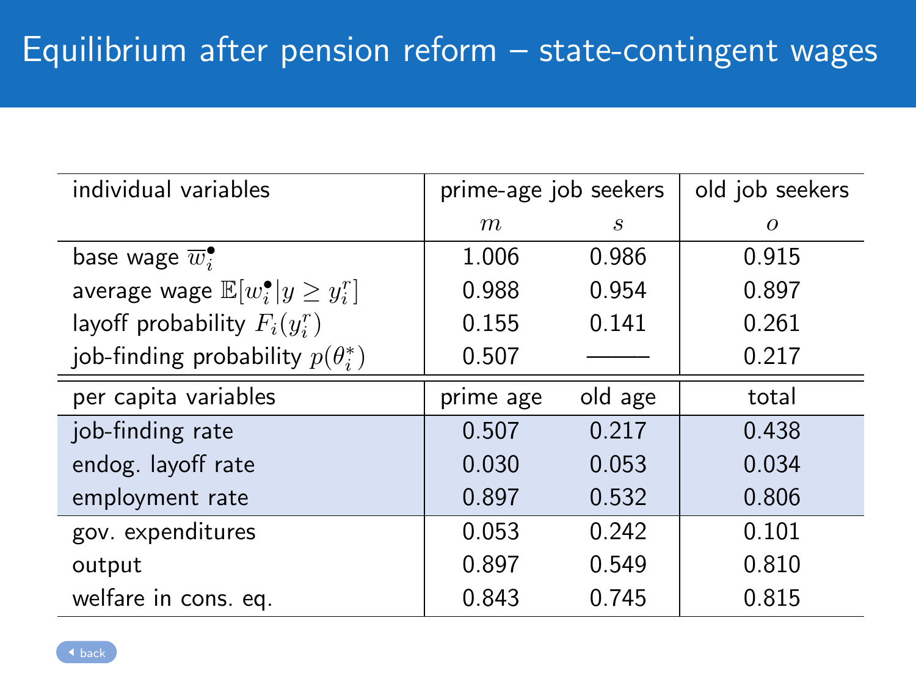# Equilibrium after pension reform – state-contingent wages

| individual variables | prime-age job seekers | | old job seekers |
|---|---|---|---|
| | $m$ | $s$ | $o$ |
| base wage $\overline{w}_i^\bullet$ | 1.006 | 0.986 | 0.915 |
| average wage $\mathbb{E}[w_i^\bullet \mid y \geq y_i^r]$ | 0.988 | 0.954 | 0.897 |
| layoff probability $F_i(y_i^r)$ | 0.155 | 0.141 | 0.261 |
| job-finding probability $p(\theta_i^*)$ | 0.507 | ——— | 0.217 |

| per capita variables | prime age | old age | total |
|---|---|---|---|
| job-finding rate | 0.507 | 0.217 | 0.438 |
| endog. layoff rate | 0.030 | 0.053 | 0.034 |
| employment rate | 0.897 | 0.532 | 0.806 |
| gov. expenditures | 0.053 | 0.242 | 0.101 |
| output | 0.897 | 0.549 | 0.810 |
| welfare in cons. eq. | 0.843 | 0.745 | 0.815 |

back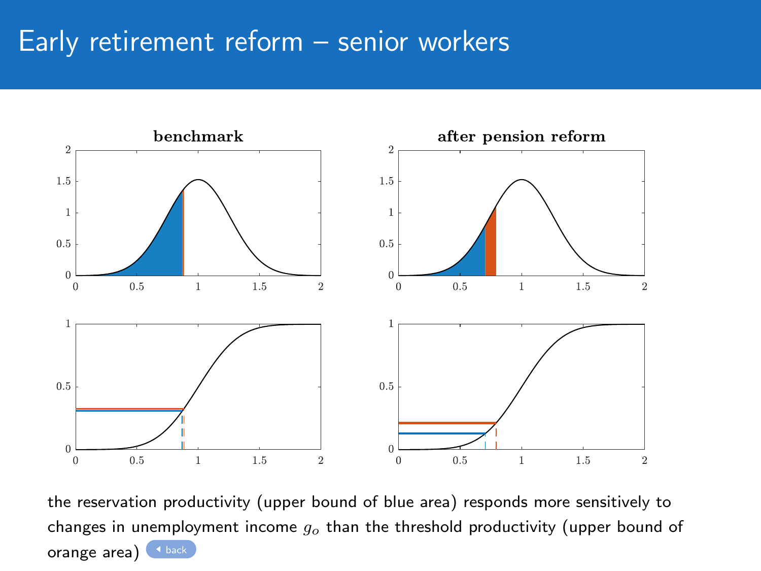# Early retirement reform – senior workers

benchmark

2
1.5
1
0.5
0
0 0.5 1 1.5 2

1
0.5
0
0 0.5 1 1.5 2

after pension reform

2
1.5
1
0.5
0
0 0.5 1 1.5 2

1
0.5
0
0 0.5 1 1.5 2

the reservation productivity (upper bound of blue area) responds more sensitively to changes in unemployment income $g_o$ than the threshold productivity (upper bound of orange area) back